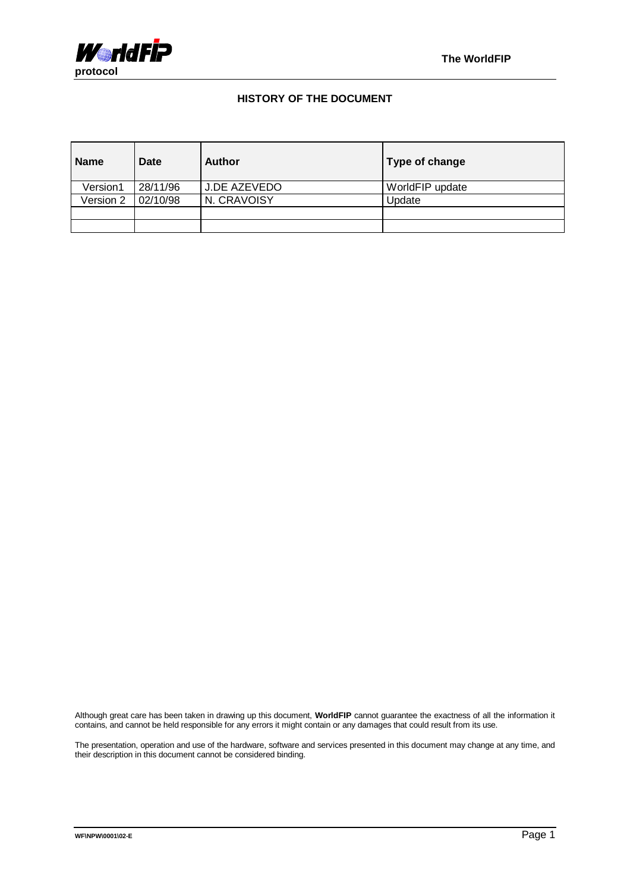# HISTORY OF THE DOCUMENT

| Name | Date | Author | Type of change |
|---|---|---|---|
| Version1 | 28/11/96 | J.DE AZEVEDO | WorldFIP update |
| Version 2 | 02/10/98 | N. CRAVOISY | Update |
| | | | |
| | | | |

Although great care has been taken in drawing up this document, **WorldFIP** cannot guarantee the exactness of all the information it contains, and cannot be held responsible for any errors it might contain or any damages that could result from its use.

The presentation, operation and use of the hardware, software and services presented in this document may change at any time, and their description in this document cannot be considered binding.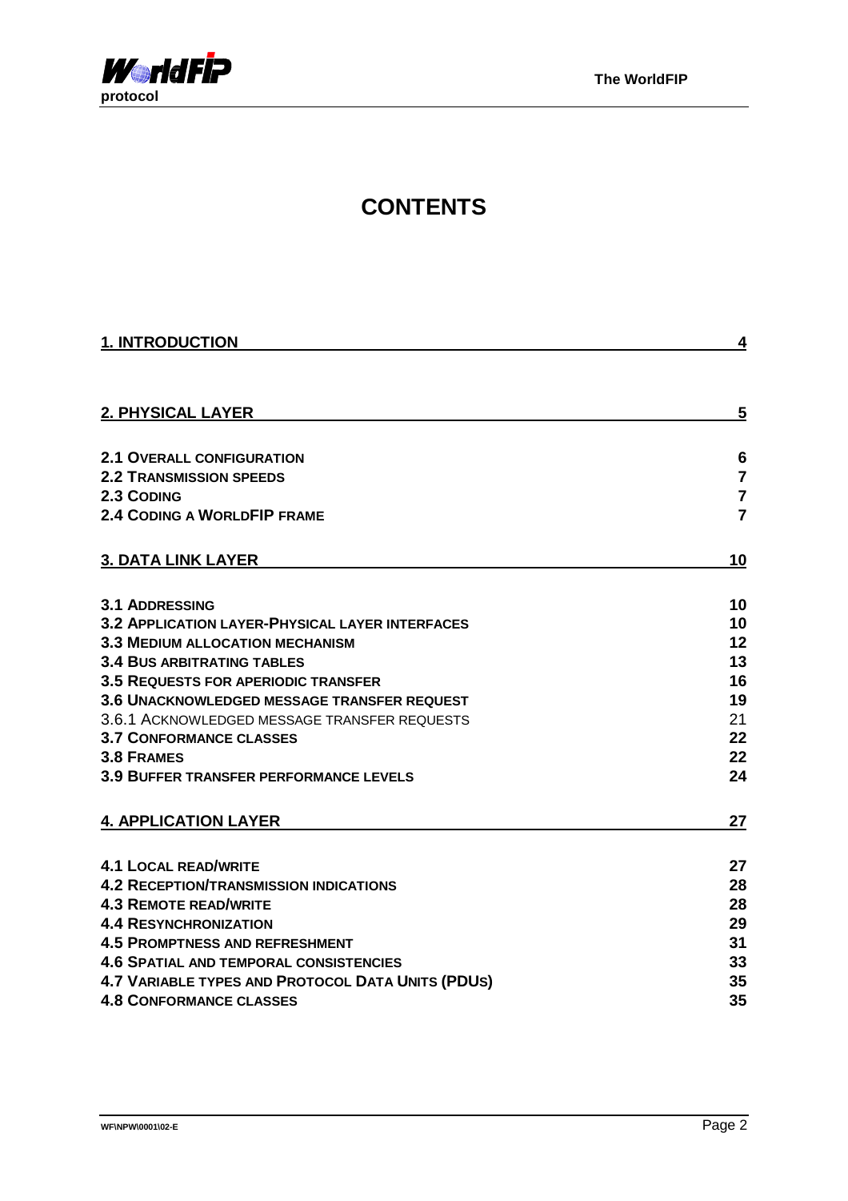# CONTENTS

| | |
|---|---|
| **1. INTRODUCTION** | **4** |
| **2. PHYSICAL LAYER** | **5** |
| **2.1 OVERALL CONFIGURATION** | **6** |
| **2.2 TRANSMISSION SPEEDS** | **7** |
| **2.3 CODING** | **7** |
| **2.4 CODING A WORLDFIP FRAME** | **7** |
| **3. DATA LINK LAYER** | **10** |
| **3.1 ADDRESSING** | **10** |
| **3.2 APPLICATION LAYER-PHYSICAL LAYER INTERFACES** | **10** |
| **3.3 MEDIUM ALLOCATION MECHANISM** | **12** |
| **3.4 BUS ARBITRATING TABLES** | **13** |
| **3.5 REQUESTS FOR APERIODIC TRANSFER** | **16** |
| **3.6 UNACKNOWLEDGED MESSAGE TRANSFER REQUEST** | **19** |
| 3.6.1 ACKNOWLEDGED MESSAGE TRANSFER REQUESTS | 21 |
| **3.7 CONFORMANCE CLASSES** | **22** |
| **3.8 FRAMES** | **22** |
| **3.9 BUFFER TRANSFER PERFORMANCE LEVELS** | **24** |
| **4. APPLICATION LAYER** | **27** |
| **4.1 LOCAL READ/WRITE** | **27** |
| **4.2 RECEPTION/TRANSMISSION INDICATIONS** | **28** |
| **4.3 REMOTE READ/WRITE** | **28** |
| **4.4 RESYNCHRONIZATION** | **29** |
| **4.5 PROMPTNESS AND REFRESHMENT** | **31** |
| **4.6 SPATIAL AND TEMPORAL CONSISTENCIES** | **33** |
| **4.7 VARIABLE TYPES AND PROTOCOL DATA UNITS (PDUS)** | **35** |
| **4.8 CONFORMANCE CLASSES** | **35** |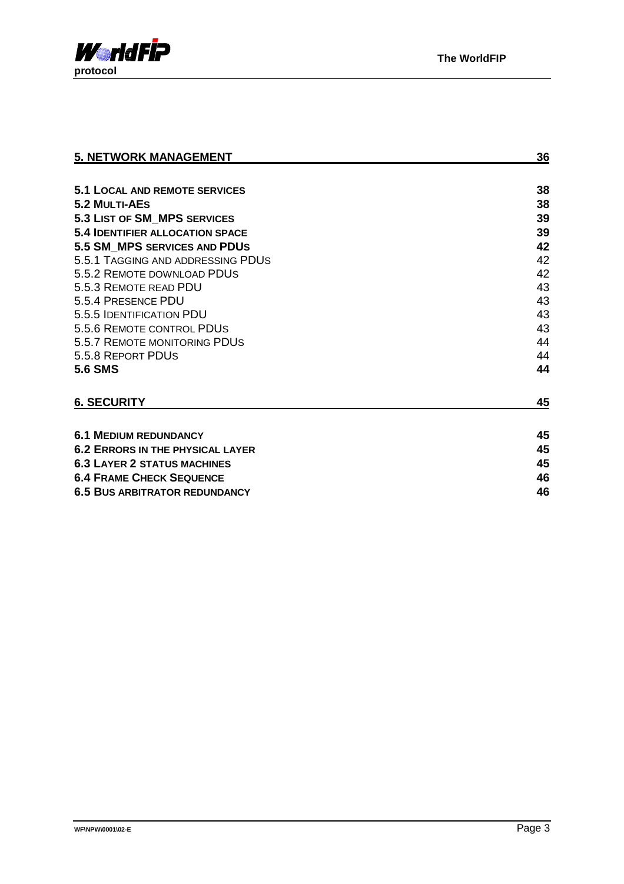**5. NETWORK MANAGEMENT** **36**

**5.1 LOCAL AND REMOTE SERVICES** **38**
**5.2 MULTI-AES** **38**
**5.3 LIST OF SM_MPS SERVICES** **39**
**5.4 IDENTIFIER ALLOCATION SPACE** **39**
**5.5 SM_MPS SERVICES AND PDUS** **42**
5.5.1 TAGGING AND ADDRESSING PDUS 42
5.5.2 REMOTE DOWNLOAD PDUS 42
5.5.3 REMOTE READ PDU 43
5.5.4 PRESENCE PDU 43
5.5.5 IDENTIFICATION PDU 43
5.5.6 REMOTE CONTROL PDUS 43
5.5.7 REMOTE MONITORING PDUS 44
5.5.8 REPORT PDUS 44
**5.6 SMS** **44**

**6. SECURITY** **45**

**6.1 MEDIUM REDUNDANCY** **45**
**6.2 ERRORS IN THE PHYSICAL LAYER** **45**
**6.3 LAYER 2 STATUS MACHINES** **45**
**6.4 FRAME CHECK SEQUENCE** **46**
**6.5 BUS ARBITRATOR REDUNDANCY** **46**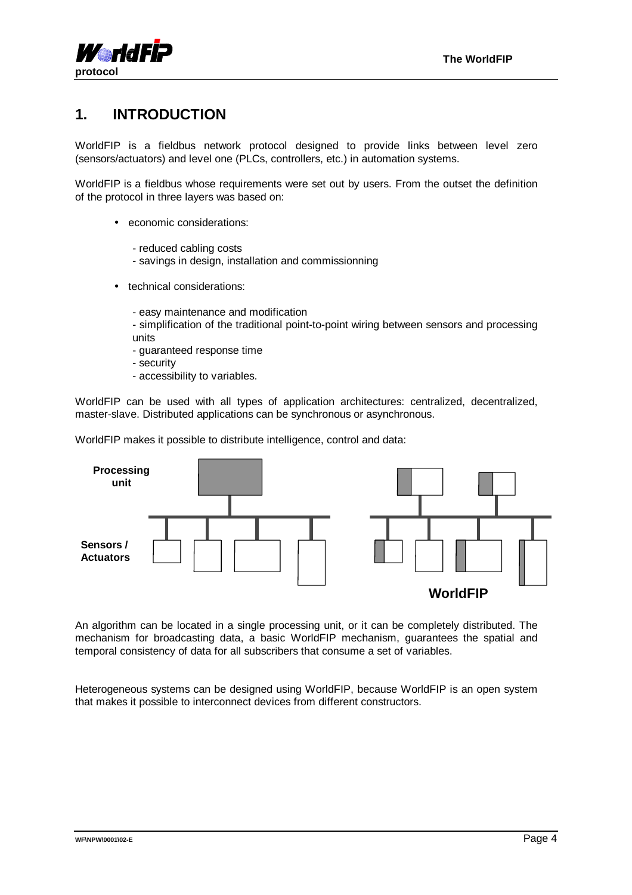# 1. INTRODUCTION

WorldFIP is a fieldbus network protocol designed to provide links between level zero (sensors/actuators) and level one (PLCs, controllers, etc.) in automation systems.

WorldFIP is a fieldbus whose requirements were set out by users. From the outset the definition of the protocol in three layers was based on:

- economic considerations:

  - reduced cabling costs
  - savings in design, installation and commissionning

- technical considerations:

  - easy maintenance and modification
  - simplification of the traditional point-to-point wiring between sensors and processing units
  - guaranteed response time
  - security
  - accessibility to variables.

WorldFIP can be used with all types of application architectures: centralized, decentralized, master-slave. Distributed applications can be synchronous or asynchronous.

WorldFIP makes it possible to distribute intelligence, control and data:

Processing unit

Sensors / Actuators

WorldFIP

An algorithm can be located in a single processing unit, or it can be completely distributed. The mechanism for broadcasting data, a basic WorldFIP mechanism, guarantees the spatial and temporal consistency of data for all subscribers that consume a set of variables.

Heterogeneous systems can be designed using WorldFIP, because WorldFIP is an open system that makes it possible to interconnect devices from different constructors.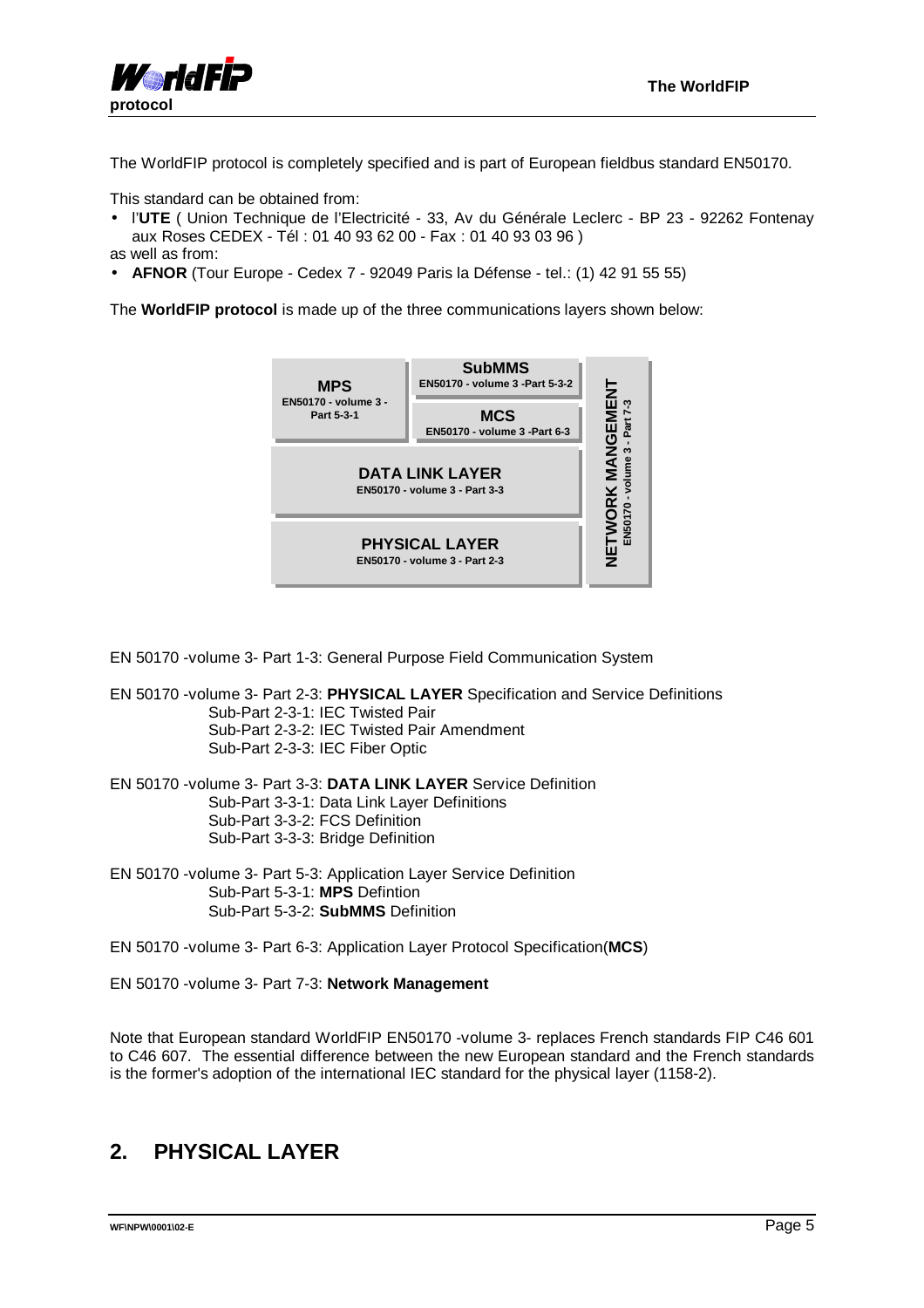The WorldFIP protocol is completely specified and is part of European fieldbus standard EN50170.

This standard can be obtained from:

- l'**UTE** ( Union Technique de l'Electricité - 33, Av du Générale Leclerc - BP 23 - 92262 Fontenay aux Roses CEDEX - Tél : 01 40 93 62 00 - Fax : 01 40 93 03 96 )

as well as from:

- **AFNOR** (Tour Europe - Cedex 7 - 92049 Paris la Défense - tel.: (1) 42 91 55 55)

The **WorldFIP protocol** is made up of the three communications layers shown below:

| MPS EN50170 - volume 3 - Part 5-3-1 | SubMMS EN50170 - volume 3 -Part 5-3-2 / MCS EN50170 - volume 3 -Part 6-3 | NETWORK MANGEMENT EN50170 - volume 3 - Part 7-3 |
|---|---|---|
| DATA LINK LAYER EN50170 - volume 3 - Part 3-3 | | |
| PHYSICAL LAYER EN50170 - volume 3 - Part 2-3 | | |

EN 50170 -volume 3- Part 1-3: General Purpose Field Communication System

EN 50170 -volume 3- Part 2-3: **PHYSICAL LAYER** Specification and Service Definitions
  Sub-Part 2-3-1: IEC Twisted Pair
  Sub-Part 2-3-2: IEC Twisted Pair Amendment
  Sub-Part 2-3-3: IEC Fiber Optic

EN 50170 -volume 3- Part 3-3: **DATA LINK LAYER** Service Definition
  Sub-Part 3-3-1: Data Link Layer Definitions
  Sub-Part 3-3-2: FCS Definition
  Sub-Part 3-3-3: Bridge Definition

EN 50170 -volume 3- Part 5-3: Application Layer Service Definition
  Sub-Part 5-3-1: **MPS** Defintion
  Sub-Part 5-3-2: **SubMMS** Definition

EN 50170 -volume 3- Part 6-3: Application Layer Protocol Specification(**MCS**)

EN 50170 -volume 3- Part 7-3: **Network Management**

Note that European standard WorldFIP EN50170 -volume 3- replaces French standards FIP C46 601 to C46 607. The essential difference between the new European standard and the French standards is the former's adoption of the international IEC standard for the physical layer (1158-2).

## 2. PHYSICAL LAYER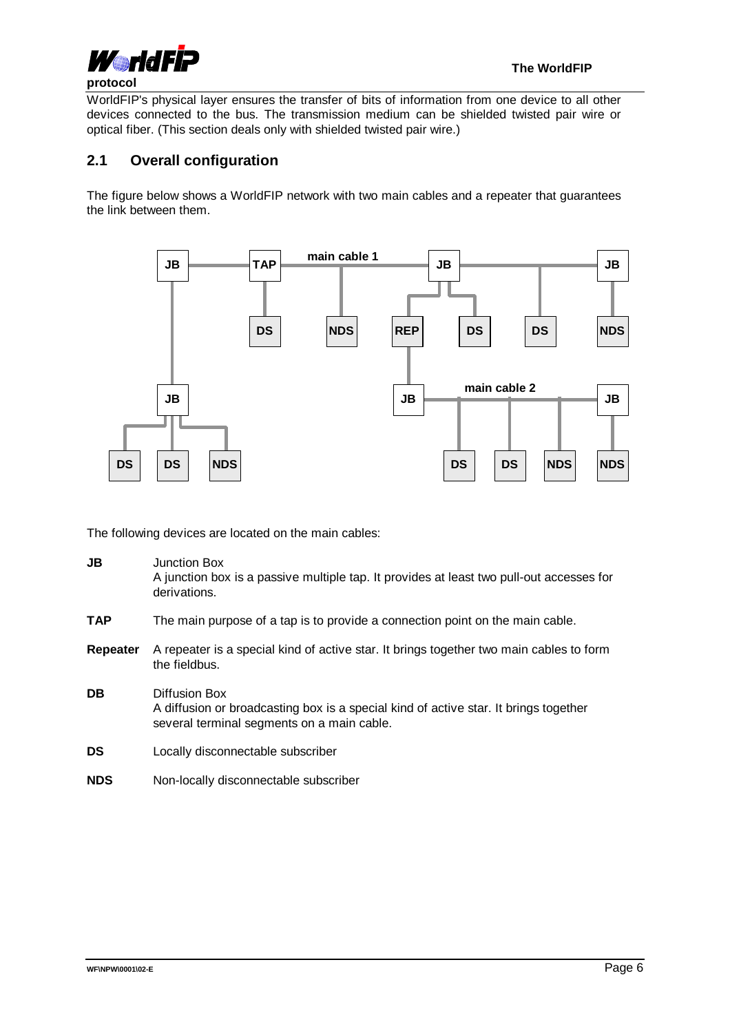WorldFIP's physical layer ensures the transfer of bits of information from one device to all other devices connected to the bus. The transmission medium can be shielded twisted pair wire or optical fiber. (This section deals only with shielded twisted pair wire.)

## 2.1 Overall configuration

The figure below shows a WorldFIP network with two main cables and a repeater that guarantees the link between them.

The following devices are located on the main cables:

**JB** Junction Box
A junction box is a passive multiple tap. It provides at least two pull-out accesses for derivations.

**TAP** The main purpose of a tap is to provide a connection point on the main cable.

**Repeater** A repeater is a special kind of active star. It brings together two main cables to form the fieldbus.

**DB** Diffusion Box
A diffusion or broadcasting box is a special kind of active star. It brings together several terminal segments on a main cable.

**DS** Locally disconnectable subscriber

**NDS** Non-locally disconnectable subscriber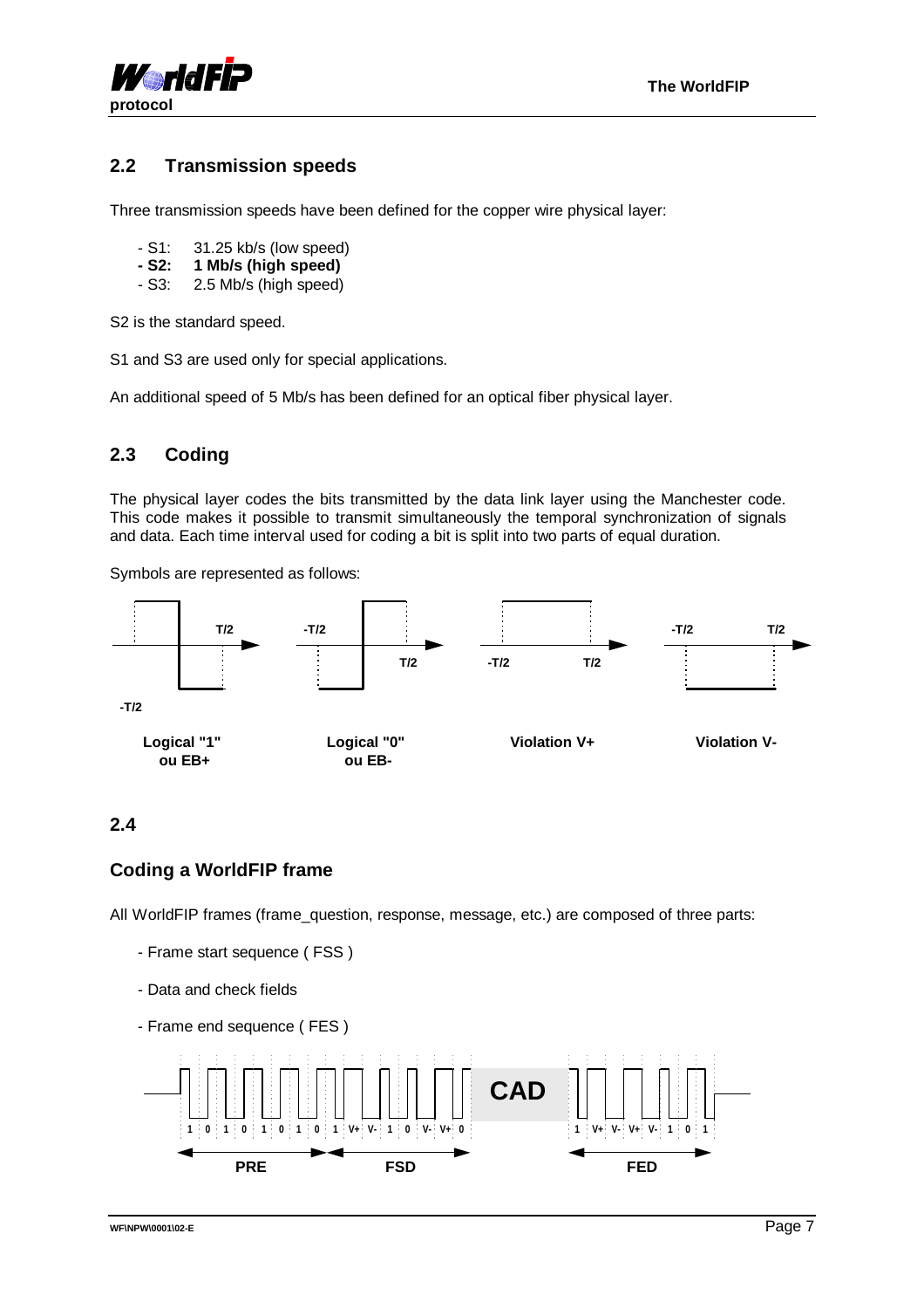## 2.2 Transmission speeds

Three transmission speeds have been defined for the copper wire physical layer:

- S1: 31.25 kb/s (low speed)
- **S2: 1 Mb/s (high speed)**
- S3: 2.5 Mb/s (high speed)

S2 is the standard speed.

S1 and S3 are used only for special applications.

An additional speed of 5 Mb/s has been defined for an optical fiber physical layer.

## 2.3 Coding

The physical layer codes the bits transmitted by the data link layer using the Manchester code. This code makes it possible to transmit simultaneously the temporal synchronization of signals and data. Each time interval used for coding a bit is split into two parts of equal duration.

Symbols are represented as follows:

-T/2 T/2 -T/2 T/2 -T/2 T/2 -T/2 T/2

**Logical "1" ou EB+** **Logical "0" ou EB-** **Violation V+** **Violation V-**

## 2.4

## Coding a WorldFIP frame

All WorldFIP frames (frame_question, response, message, etc.) are composed of three parts:

- Frame start sequence ( FSS )
- Data and check fields
- Frame end sequence ( FES )

1 0 1 0 1 0 1 0 1 V+ V- 1 0 V- V+ 0 **CAD** 1 V+ V- V+ V- 1 0 1

**PRE** **FSD** **FED**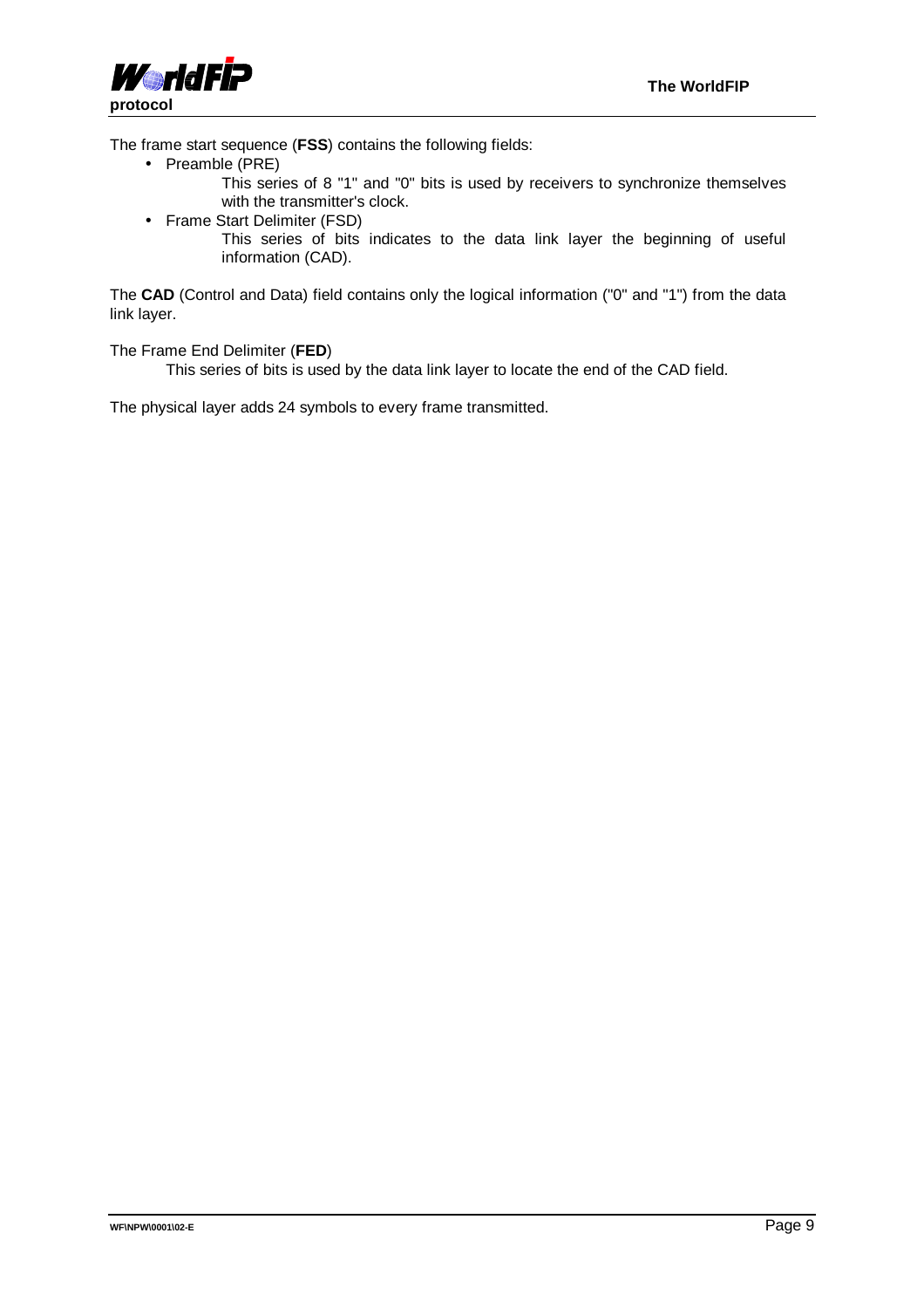The frame start sequence (**FSS**) contains the following fields:

- Preamble (PRE)

  This series of 8 "1" and "0" bits is used by receivers to synchronize themselves with the transmitter's clock.

- Frame Start Delimiter (FSD)

  This series of bits indicates to the data link layer the beginning of useful information (CAD).

The **CAD** (Control and Data) field contains only the logical information ("0" and "1") from the data link layer.

The Frame End Delimiter (**FED**)

  This series of bits is used by the data link layer to locate the end of the CAD field.

The physical layer adds 24 symbols to every frame transmitted.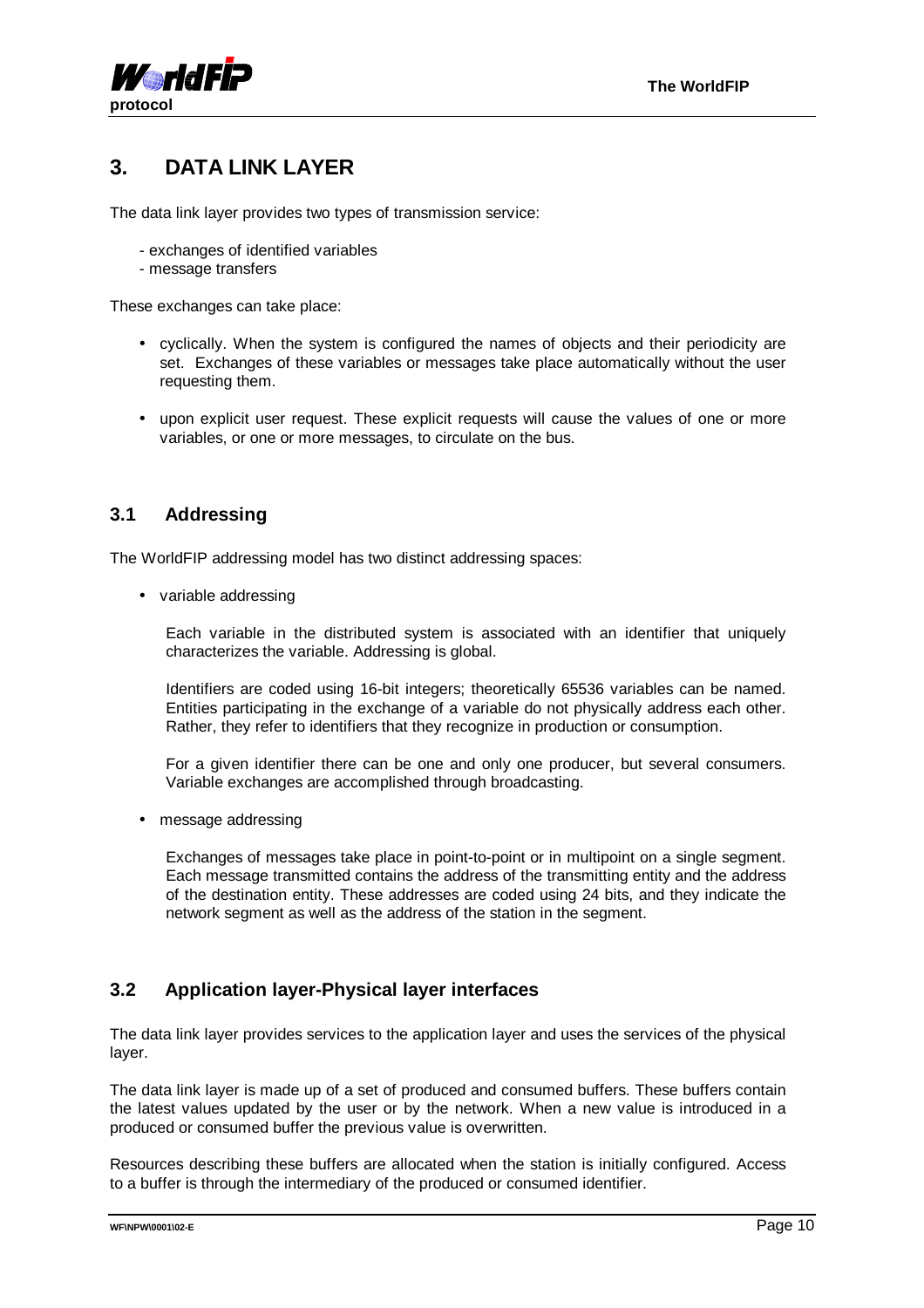# 3. DATA LINK LAYER

The data link layer provides two types of transmission service:

- exchanges of identified variables
- message transfers

These exchanges can take place:

- cyclically. When the system is configured the names of objects and their periodicity are set. Exchanges of these variables or messages take place automatically without the user requesting them.
- upon explicit user request. These explicit requests will cause the values of one or more variables, or one or more messages, to circulate on the bus.

## 3.1 Addressing

The WorldFIP addressing model has two distinct addressing spaces:

- variable addressing

  Each variable in the distributed system is associated with an identifier that uniquely characterizes the variable. Addressing is global.

  Identifiers are coded using 16-bit integers; theoretically 65536 variables can be named. Entities participating in the exchange of a variable do not physically address each other. Rather, they refer to identifiers that they recognize in production or consumption.

  For a given identifier there can be one and only one producer, but several consumers. Variable exchanges are accomplished through broadcasting.

- message addressing

  Exchanges of messages take place in point-to-point or in multipoint on a single segment. Each message transmitted contains the address of the transmitting entity and the address of the destination entity. These addresses are coded using 24 bits, and they indicate the network segment as well as the address of the station in the segment.

## 3.2 Application layer-Physical layer interfaces

The data link layer provides services to the application layer and uses the services of the physical layer.

The data link layer is made up of a set of produced and consumed buffers. These buffers contain the latest values updated by the user or by the network. When a new value is introduced in a produced or consumed buffer the previous value is overwritten.

Resources describing these buffers are allocated when the station is initially configured. Access to a buffer is through the intermediary of the produced or consumed identifier.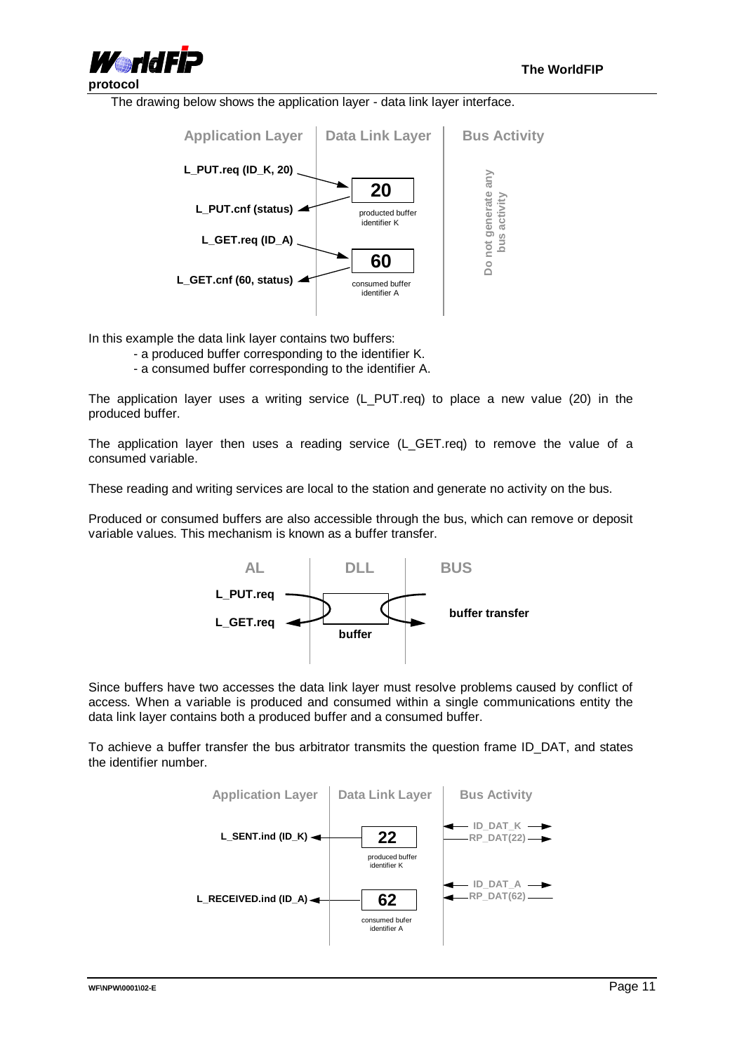The drawing below shows the application layer - data link layer interface.

In this example the data link layer contains two buffers:

- a produced buffer corresponding to the identifier K.
- a consumed buffer corresponding to the identifier A.

The application layer uses a writing service (L_PUT.req) to place a new value (20) in the produced buffer.

The application layer then uses a reading service (L_GET.req) to remove the value of a consumed variable.

These reading and writing services are local to the station and generate no activity on the bus.

Produced or consumed buffers are also accessible through the bus, which can remove or deposit variable values. This mechanism is known as a buffer transfer.

Since buffers have two accesses the data link layer must resolve problems caused by conflict of access. When a variable is produced and consumed within a single communications entity the data link layer contains both a produced buffer and a consumed buffer.

To achieve a buffer transfer the bus arbitrator transmits the question frame ID_DAT, and states the identifier number.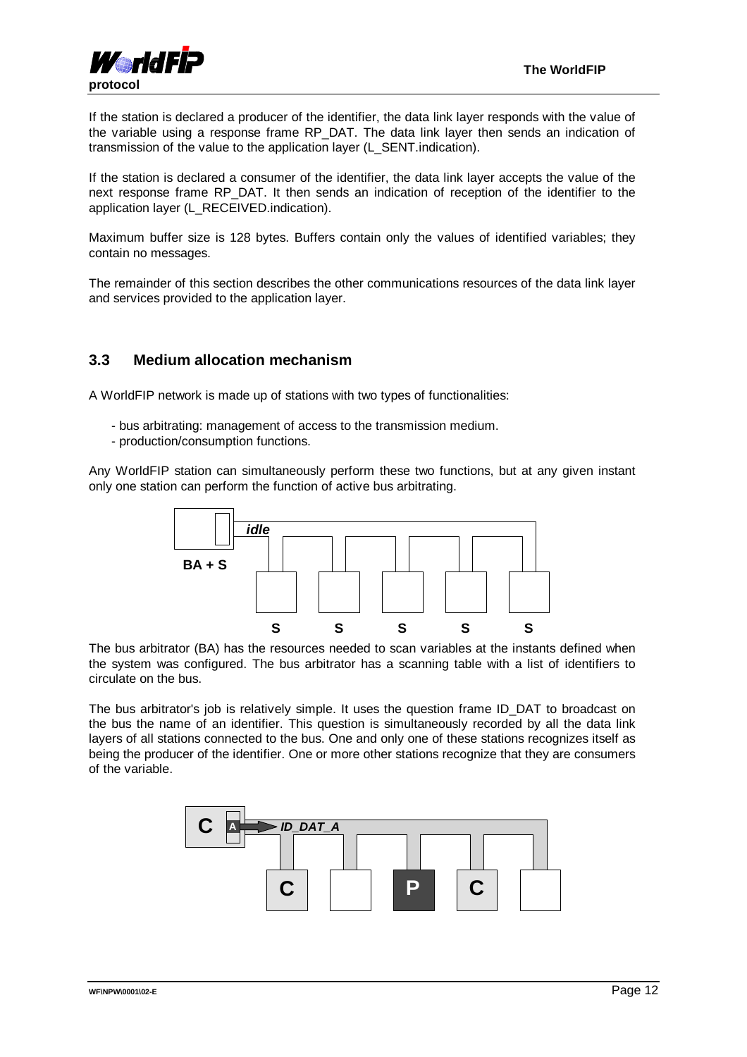If the station is declared a producer of the identifier, the data link layer responds with the value of the variable using a response frame RP_DAT. The data link layer then sends an indication of transmission of the value to the application layer (L_SENT.indication).

If the station is declared a consumer of the identifier, the data link layer accepts the value of the next response frame RP_DAT. It then sends an indication of reception of the identifier to the application layer (L_RECEIVED.indication).

Maximum buffer size is 128 bytes. Buffers contain only the values of identified variables; they contain no messages.

The remainder of this section describes the other communications resources of the data link layer and services provided to the application layer.

## 3.3 Medium allocation mechanism

A WorldFIP network is made up of stations with two types of functionalities:

- bus arbitrating: management of access to the transmission medium.
- production/consumption functions.

Any WorldFIP station can simultaneously perform these two functions, but at any given instant only one station can perform the function of active bus arbitrating.

The bus arbitrator (BA) has the resources needed to scan variables at the instants defined when the system was configured. The bus arbitrator has a scanning table with a list of identifiers to circulate on the bus.

The bus arbitrator's job is relatively simple. It uses the question frame ID_DAT to broadcast on the bus the name of an identifier. This question is simultaneously recorded by all the data link layers of all stations connected to the bus. One and only one of these stations recognizes itself as being the producer of the identifier. One or more other stations recognize that they are consumers of the variable.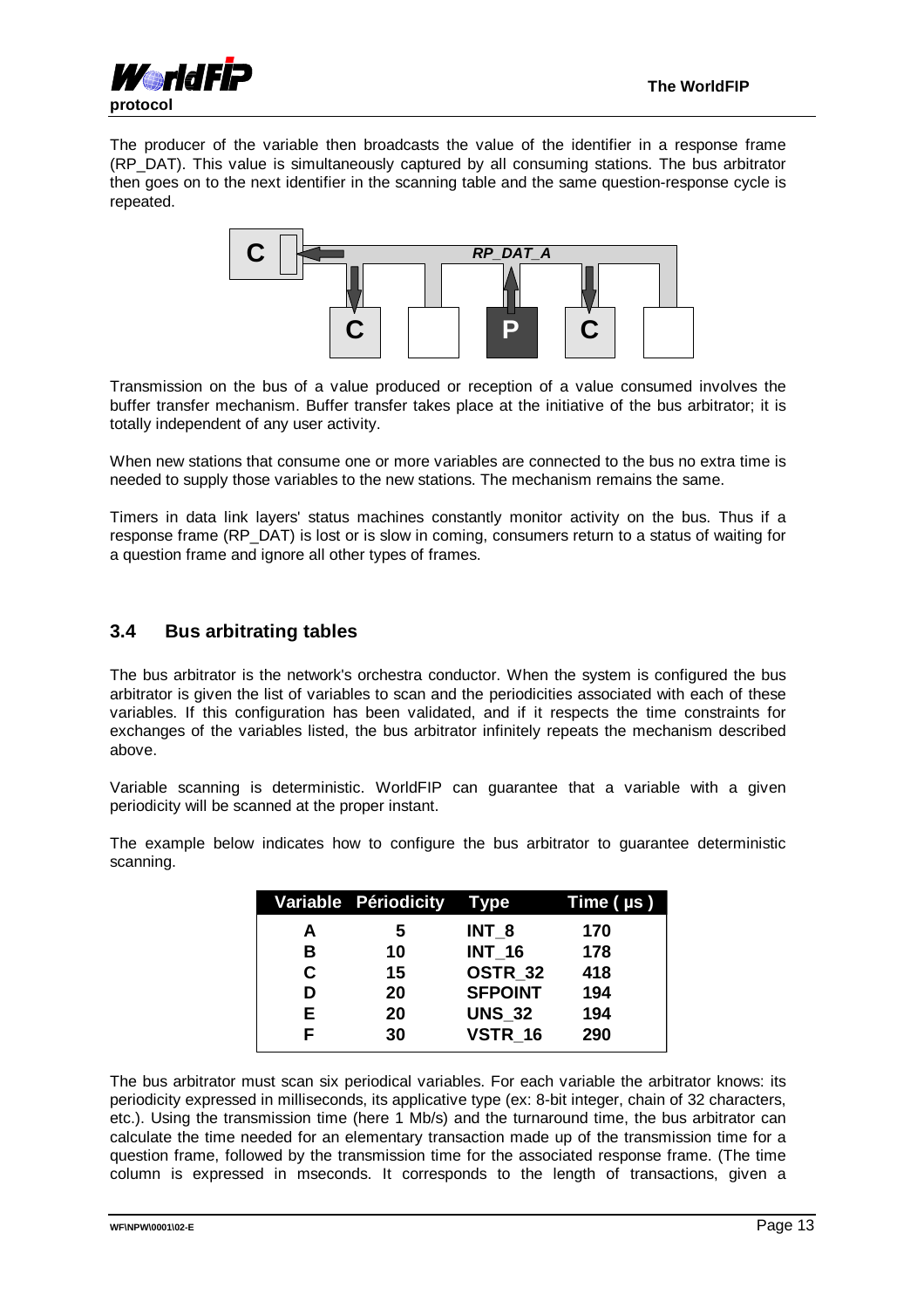The producer of the variable then broadcasts the value of the identifier in a response frame (RP_DAT). This value is simultaneously captured by all consuming stations. The bus arbitrator then goes on to the next identifier in the scanning table and the same question-response cycle is repeated.

Transmission on the bus of a value produced or reception of a value consumed involves the buffer transfer mechanism. Buffer transfer takes place at the initiative of the bus arbitrator; it is totally independent of any user activity.

When new stations that consume one or more variables are connected to the bus no extra time is needed to supply those variables to the new stations. The mechanism remains the same.

Timers in data link layers' status machines constantly monitor activity on the bus. Thus if a response frame (RP_DAT) is lost or is slow in coming, consumers return to a status of waiting for a question frame and ignore all other types of frames.

## 3.4 Bus arbitrating tables

The bus arbitrator is the network's orchestra conductor. When the system is configured the bus arbitrator is given the list of variables to scan and the periodicities associated with each of these variables. If this configuration has been validated, and if it respects the time constraints for exchanges of the variables listed, the bus arbitrator infinitely repeats the mechanism described above.

Variable scanning is deterministic. WorldFIP can guarantee that a variable with a given periodicity will be scanned at the proper instant.

The example below indicates how to configure the bus arbitrator to guarantee deterministic scanning.

| Variable | Périodicity | Type | Time ( µs ) |
|---|---|---|---|
| A | 5 | INT_8 | 170 |
| B | 10 | INT_16 | 178 |
| C | 15 | OSTR_32 | 418 |
| D | 20 | SFPOINT | 194 |
| E | 20 | UNS_32 | 194 |
| F | 30 | VSTR_16 | 290 |

The bus arbitrator must scan six periodical variables. For each variable the arbitrator knows: its periodicity expressed in milliseconds, its applicative type (ex: 8-bit integer, chain of 32 characters, etc.). Using the transmission time (here 1 Mb/s) and the turnaround time, the bus arbitrator can calculate the time needed for an elementary transaction made up of the transmission time for a question frame, followed by the transmission time for the associated response frame. (The time column is expressed in mseconds. It corresponds to the length of transactions, given a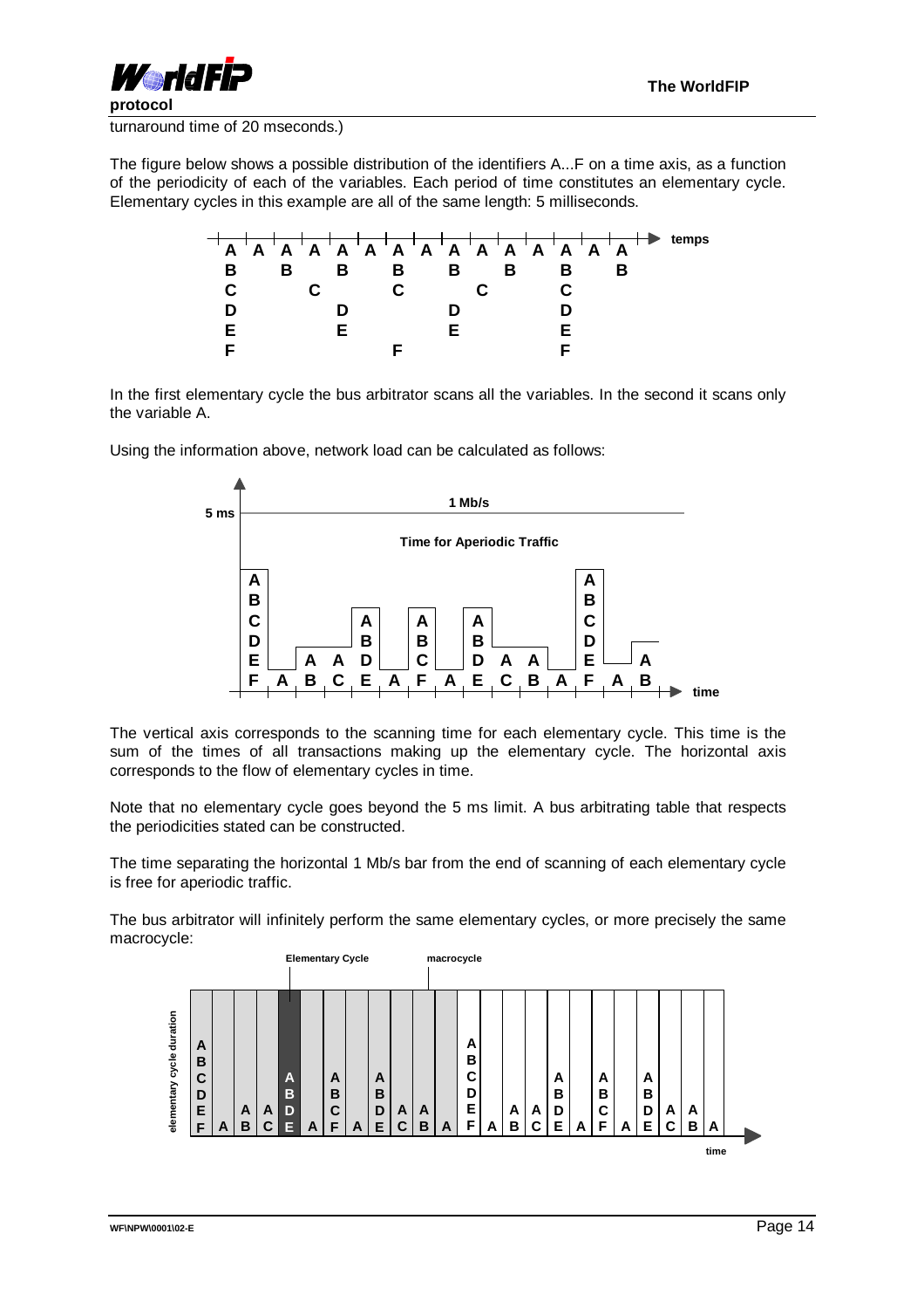turnaround time of 20 mseconds.)

The figure below shows a possible distribution of the identifiers A...F on a time axis, as a function of the periodicity of each of the variables. Each period of time constitutes an elementary cycle. Elementary cycles in this example are all of the same length: 5 milliseconds.

In the first elementary cycle the bus arbitrator scans all the variables. In the second it scans only the variable A.

Using the information above, network load can be calculated as follows:

The vertical axis corresponds to the scanning time for each elementary cycle. This time is the sum of the times of all transactions making up the elementary cycle. The horizontal axis corresponds to the flow of elementary cycles in time.

Note that no elementary cycle goes beyond the 5 ms limit. A bus arbitrating table that respects the periodicities stated can be constructed.

The time separating the horizontal 1 Mb/s bar from the end of scanning of each elementary cycle is free for aperiodic traffic.

The bus arbitrator will infinitely perform the same elementary cycles, or more precisely the same macrocycle: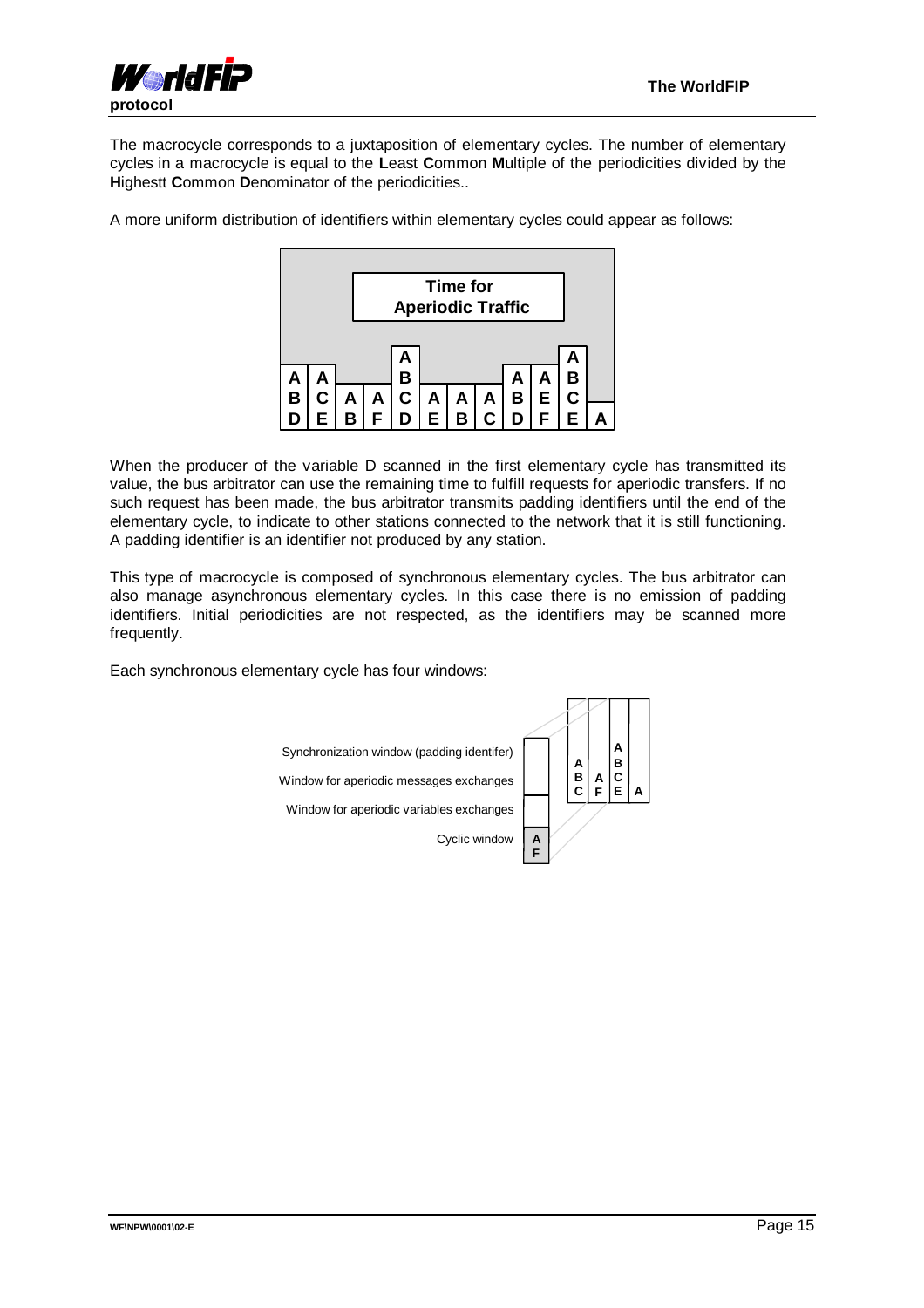The macrocycle corresponds to a juxtaposition of elementary cycles. The number of elementary cycles in a macrocycle is equal to the **L**east **C**ommon **M**ultiple of the periodicities divided by the **H**ighestt **C**ommon **D**enominator of the periodicities..

A more uniform distribution of identifiers within elementary cycles could appear as follows:

**Time for Aperiodic Traffic**

| A B D | A C E | A B | A F | A B C D | A E | A B | A C | A B D | A E F | A B C E | A |
|---|---|---|---|---|---|---|---|---|---|---|---|

When the producer of the variable D scanned in the first elementary cycle has transmitted its value, the bus arbitrator can use the remaining time to fulfill requests for aperiodic transfers. If no such request has been made, the bus arbitrator transmits padding identifiers until the end of the elementary cycle, to indicate to other stations connected to the network that it is still functioning. A padding identifier is an identifier not produced by any station.

This type of macrocycle is composed of synchronous elementary cycles. The bus arbitrator can also manage asynchronous elementary cycles. In this case there is no emission of padding identifiers. Initial periodicities are not respected, as the identifiers may be scanned more frequently.

Each synchronous elementary cycle has four windows:

- Synchronization window (padding identifer)
- Window for aperiodic messages exchanges
- Window for aperiodic variables exchanges
- Cyclic window (A F)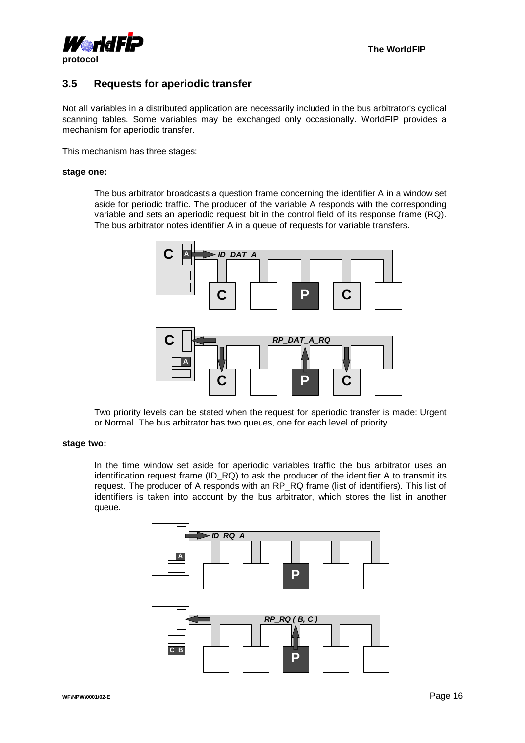## 3.5 Requests for aperiodic transfer

Not all variables in a distributed application are necessarily included in the bus arbitrator's cyclical scanning tables. Some variables may be exchanged only occasionally. WorldFIP provides a mechanism for aperiodic transfer.

This mechanism has three stages:

**stage one:**

The bus arbitrator broadcasts a question frame concerning the identifier A in a window set aside for periodic traffic. The producer of the variable A responds with the corresponding variable and sets an aperiodic request bit in the control field of its response frame (RQ). The bus arbitrator notes identifier A in a queue of requests for variable transfers.

Two priority levels can be stated when the request for aperiodic transfer is made: Urgent or Normal. The bus arbitrator has two queues, one for each level of priority.

**stage two:**

In the time window set aside for aperiodic variables traffic the bus arbitrator uses an identification request frame (ID_RQ) to ask the producer of the identifier A to transmit its request. The producer of A responds with an RP_RQ frame (list of identifiers). This list of identifiers is taken into account by the bus arbitrator, which stores the list in another queue.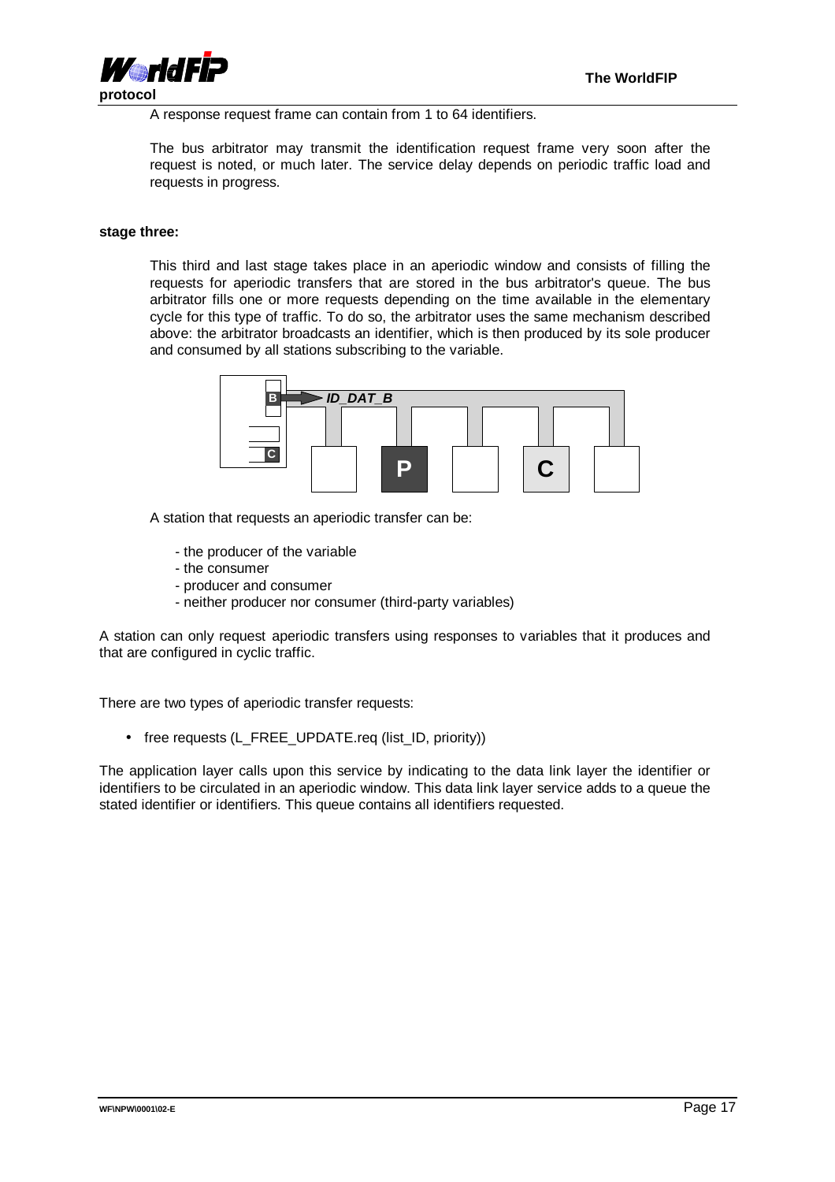A response request frame can contain from 1 to 64 identifiers.

The bus arbitrator may transmit the identification request frame very soon after the request is noted, or much later. The service delay depends on periodic traffic load and requests in progress.

**stage three:**

This third and last stage takes place in an aperiodic window and consists of filling the requests for aperiodic transfers that are stored in the bus arbitrator's queue. The bus arbitrator fills one or more requests depending on the time available in the elementary cycle for this type of traffic. To do so, the arbitrator uses the same mechanism described above: the arbitrator broadcasts an identifier, which is then produced by its sole producer and consumed by all stations subscribing to the variable.

A station that requests an aperiodic transfer can be:

- the producer of the variable
- the consumer
- producer and consumer
- neither producer nor consumer (third-party variables)

A station can only request aperiodic transfers using responses to variables that it produces and that are configured in cyclic traffic.

There are two types of aperiodic transfer requests:

- free requests (L_FREE_UPDATE.req (list_ID, priority))

The application layer calls upon this service by indicating to the data link layer the identifier or identifiers to be circulated in an aperiodic window. This data link layer service adds to a queue the stated identifier or identifiers. This queue contains all identifiers requested.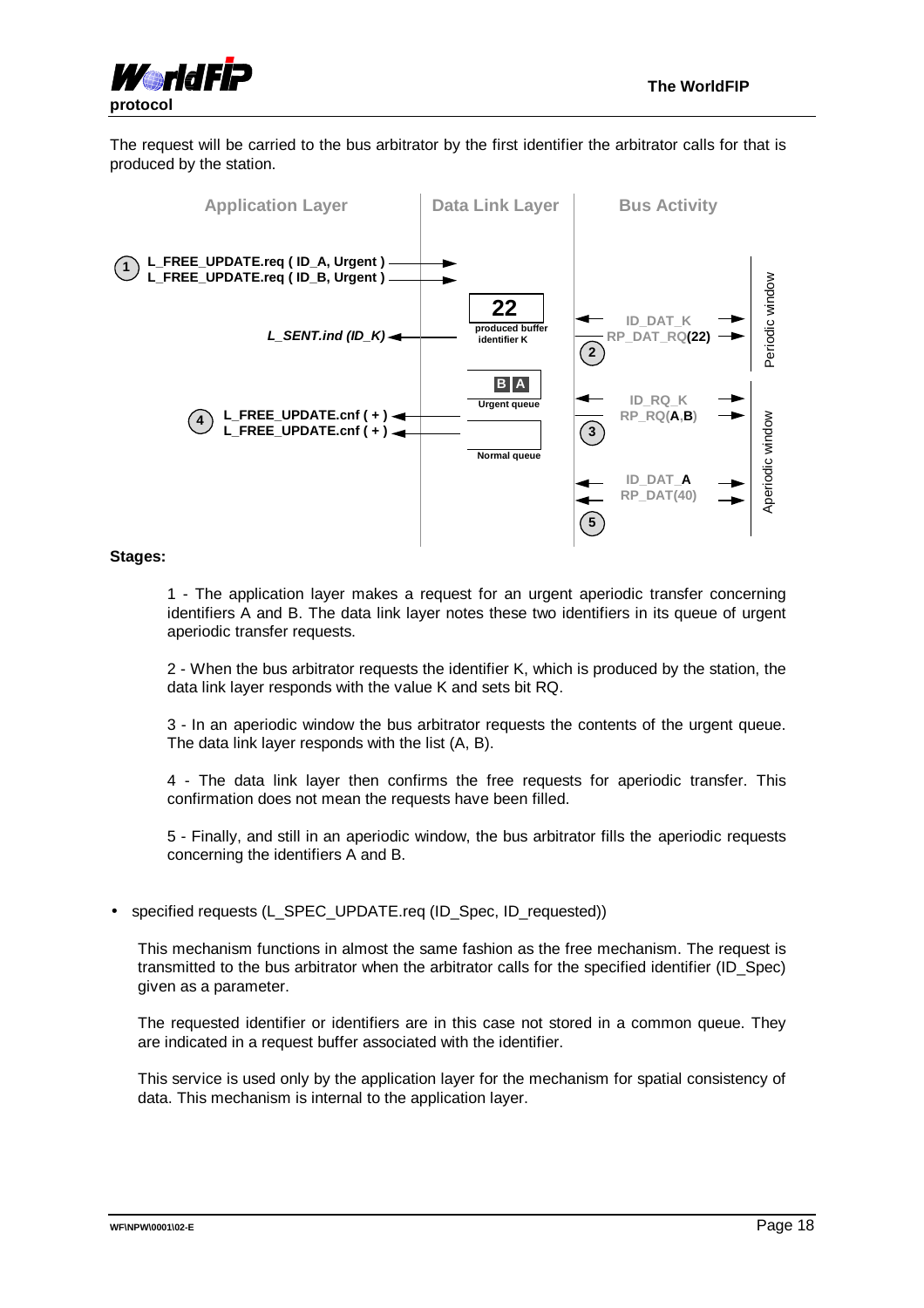The request will be carried to the bus arbitrator by the first identifier the arbitrator calls for that is produced by the station.

| Application Layer | Data Link Layer | Bus Activity | |
|---|---|---|---|
| (1) L_FREE_UPDATE.req ( ID_A, Urgent ) → L_FREE_UPDATE.req ( ID_B, Urgent ) → | | | |
| L_SENT.ind (ID_K) ← | 22 produced buffer identifier K | ← ID_DAT_K → RP_DAT_RQ(22) → (2) | Periodic window |
| | B A Urgent queue | ← ID_RQ_K → RP_RQ(A,B) → (3) | Aperiodic window |
| (4) L_FREE_UPDATE.cnf ( + ) ← L_FREE_UPDATE.cnf ( + ) ← | Normal queue | | |
| | | ← ID_DAT_A → ← RP_DAT(40) → (5) | |

**Stages:**

1 - The application layer makes a request for an urgent aperiodic transfer concerning identifiers A and B. The data link layer notes these two identifiers in its queue of urgent aperiodic transfer requests.

2 - When the bus arbitrator requests the identifier K, which is produced by the station, the data link layer responds with the value K and sets bit RQ.

3 - In an aperiodic window the bus arbitrator requests the contents of the urgent queue. The data link layer responds with the list (A, B).

4 - The data link layer then confirms the free requests for aperiodic transfer. This confirmation does not mean the requests have been filled.

5 - Finally, and still in an aperiodic window, the bus arbitrator fills the aperiodic requests concerning the identifiers A and B.

- specified requests (L_SPEC_UPDATE.req (ID_Spec, ID_requested))

  This mechanism functions in almost the same fashion as the free mechanism. The request is transmitted to the bus arbitrator when the arbitrator calls for the specified identifier (ID_Spec) given as a parameter.

  The requested identifier or identifiers are in this case not stored in a common queue. They are indicated in a request buffer associated with the identifier.

  This service is used only by the application layer for the mechanism for spatial consistency of data. This mechanism is internal to the application layer.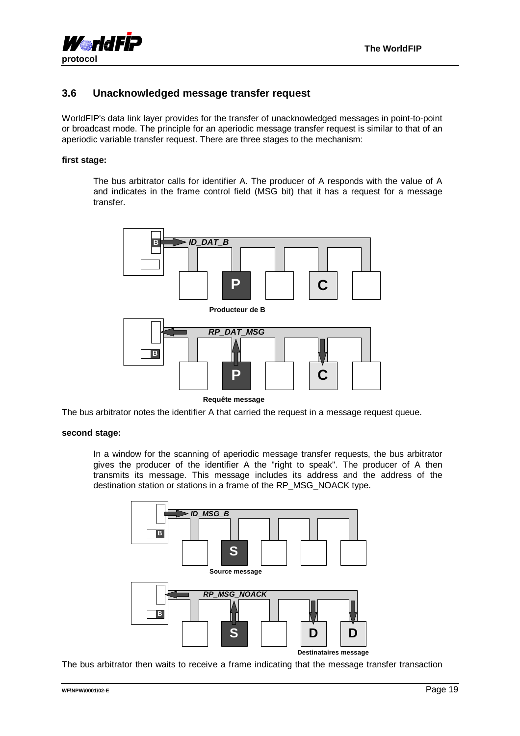## 3.6 Unacknowledged message transfer request

WorldFIP's data link layer provides for the transfer of unacknowledged messages in point-to-point or broadcast mode. The principle for an aperiodic message transfer request is similar to that of an aperiodic variable transfer request. There are three stages to the mechanism:

**first stage:**

The bus arbitrator calls for identifier A. The producer of A responds with the value of A and indicates in the frame control field (MSG bit) that it has a request for a message transfer.

Producteur de B

Requête message

The bus arbitrator notes the identifier A that carried the request in a message request queue.

**second stage:**

In a window for the scanning of aperiodic message transfer requests, the bus arbitrator gives the producer of the identifier A the "right to speak". The producer of A then transmits its message. This message includes its address and the address of the destination station or stations in a frame of the RP_MSG_NOACK type.

Source message

Destinataires message

The bus arbitrator then waits to receive a frame indicating that the message transfer transaction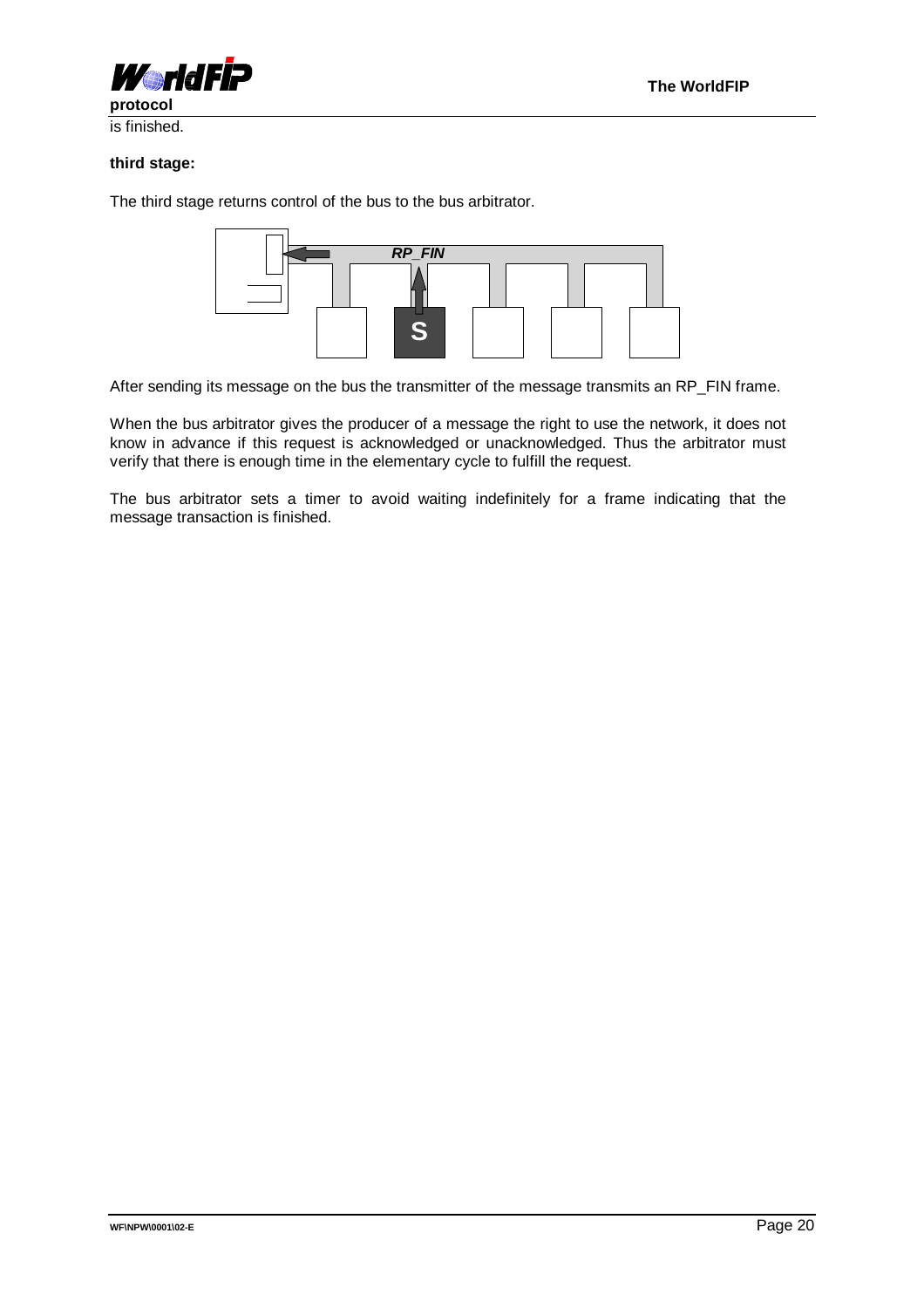is finished.

**third stage:**

The third stage returns control of the bus to the bus arbitrator.

After sending its message on the bus the transmitter of the message transmits an RP_FIN frame.

When the bus arbitrator gives the producer of a message the right to use the network, it does not know in advance if this request is acknowledged or unacknowledged. Thus the arbitrator must verify that there is enough time in the elementary cycle to fulfill the request.

The bus arbitrator sets a timer to avoid waiting indefinitely for a frame indicating that the message transaction is finished.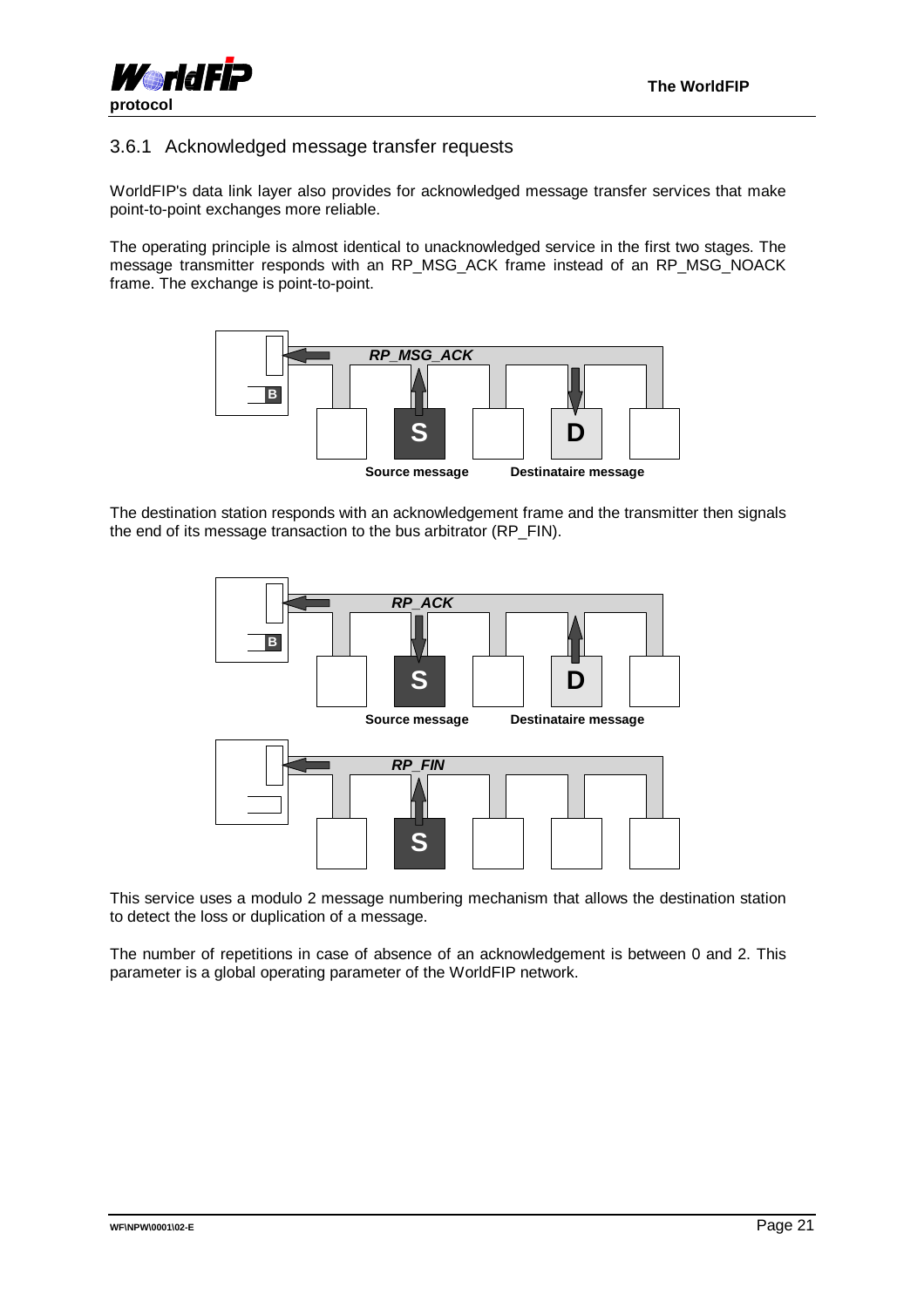### 3.6.1 Acknowledged message transfer requests

WorldFIP's data link layer also provides for acknowledged message transfer services that make point-to-point exchanges more reliable.

The operating principle is almost identical to unacknowledged service in the first two stages. The message transmitter responds with an RP_MSG_ACK frame instead of an RP_MSG_NOACK frame. The exchange is point-to-point.

The destination station responds with an acknowledgement frame and the transmitter then signals the end of its message transaction to the bus arbitrator (RP_FIN).

This service uses a modulo 2 message numbering mechanism that allows the destination station to detect the loss or duplication of a message.

The number of repetitions in case of absence of an acknowledgement is between 0 and 2. This parameter is a global operating parameter of the WorldFIP network.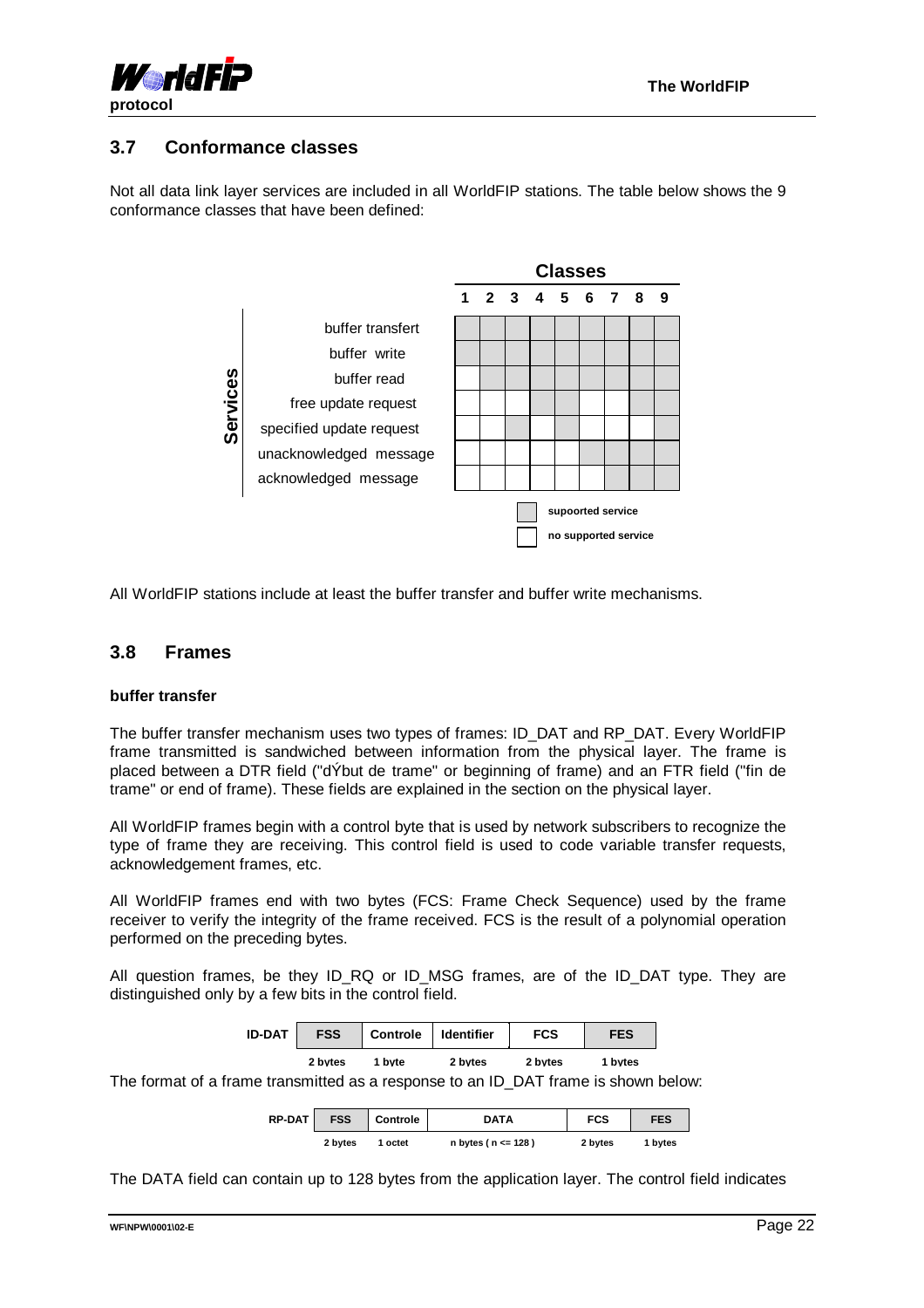## 3.7 Conformance classes

Not all data link layer services are included in all WorldFIP stations. The table below shows the 9 conformance classes that have been defined:

| Services | Class 1 | Class 2 | Class 3 | Class 4 | Class 5 | Class 6 | Class 7 | Class 8 | Class 9 |
|---|---|---|---|---|---|---|---|---|---|
| buffer transfert | ■ | ■ | ■ | ■ | ■ | ■ | ■ | ■ | ■ |
| buffer write | ■ | ■ | ■ | ■ | ■ | ■ | ■ | ■ | ■ |
| buffer read | □ | ■ | ■ | ■ | ■ | ■ | ■ | ■ | ■ |
| free update request | □ | □ | □ | ■ | ■ | □ | □ | ■ | ■ |
| specified update request | □ | □ | ■ | □ | ■ | □ | □ | □ | ■ |
| unacknowledged message | □ | □ | □ | □ | □ | ■ | ■ | ■ | ■ |
| acknowledged message | □ | □ | □ | □ | □ | □ | ■ | ■ | ■ |

■ supoorted service
□ no supported service

All WorldFIP stations include at least the buffer transfer and buffer write mechanisms.

## 3.8 Frames

**buffer transfer**

The buffer transfer mechanism uses two types of frames: ID_DAT and RP_DAT. Every WorldFIP frame transmitted is sandwiched between information from the physical layer. The frame is placed between a DTR field ("dÝbut de trame" or beginning of frame) and an FTR field ("fin de trame" or end of frame). These fields are explained in the section on the physical layer.

All WorldFIP frames begin with a control byte that is used by network subscribers to recognize the type of frame they are receiving. This control field is used to code variable transfer requests, acknowledgement frames, etc.

All WorldFIP frames end with two bytes (FCS: Frame Check Sequence) used by the frame receiver to verify the integrity of the frame received. FCS is the result of a polynomial operation performed on the preceding bytes.

All question frames, be they ID_RQ or ID_MSG frames, are of the ID_DAT type. They are distinguished only by a few bits in the control field.

| ID-DAT | FSS | Controle | Identifier | FCS | FES |
|---|---|---|---|---|---|
| | 2 bytes | 1 byte | 2 bytes | 2 bytes | 1 bytes |

The format of a frame transmitted as a response to an ID_DAT frame is shown below:

| RP-DAT | FSS | Controle | DATA | FCS | FES |
|---|---|---|---|---|---|
| | 2 bytes | 1 octet | n bytes ( n <= 128 ) | 2 bytes | 1 bytes |

The DATA field can contain up to 128 bytes from the application layer. The control field indicates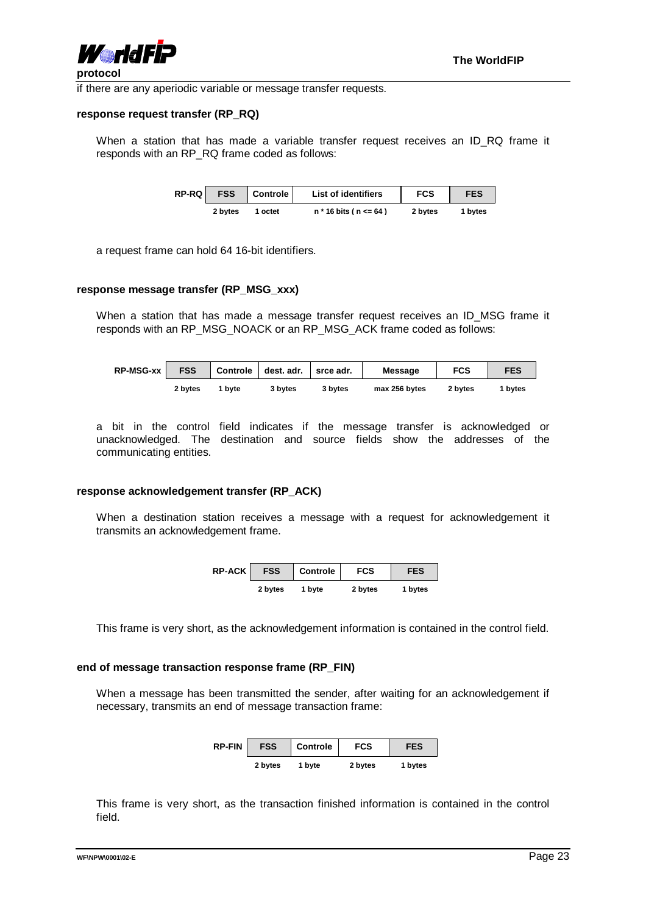if there are any aperiodic variable or message transfer requests.

**response request transfer (RP_RQ)**

When a station that has made a variable transfer request receives an ID_RQ frame it responds with an RP_RQ frame coded as follows:

| RP-RQ | FSS | Controle | List of identifiers | FCS | FES |
|---|---|---|---|---|---|
| | 2 bytes | 1 octet | n * 16 bits ( n <= 64 ) | 2 bytes | 1 bytes |

a request frame can hold 64 16-bit identifiers.

**response message transfer (RP_MSG_xxx)**

When a station that has made a message transfer request receives an ID_MSG frame it responds with an RP_MSG_NOACK or an RP_MSG_ACK frame coded as follows:

| RP-MSG-xx | FSS | Controle | dest. adr. | srce adr. | Message | FCS | FES |
|---|---|---|---|---|---|---|---|
| | 2 bytes | 1 byte | 3 bytes | 3 bytes | max 256 bytes | 2 bytes | 1 bytes |

a bit in the control field indicates if the message transfer is acknowledged or unacknowledged. The destination and source fields show the addresses of the communicating entities.

**response acknowledgement transfer (RP_ACK)**

When a destination station receives a message with a request for acknowledgement it transmits an acknowledgement frame.

| RP-ACK | FSS | Controle | FCS | FES |
|---|---|---|---|---|
| | 2 bytes | 1 byte | 2 bytes | 1 bytes |

This frame is very short, as the acknowledgement information is contained in the control field.

**end of message transaction response frame (RP_FIN)**

When a message has been transmitted the sender, after waiting for an acknowledgement if necessary, transmits an end of message transaction frame:

| RP-FIN | FSS | Controle | FCS | FES |
|---|---|---|---|---|
| | 2 bytes | 1 byte | 2 bytes | 1 bytes |

This frame is very short, as the transaction finished information is contained in the control field.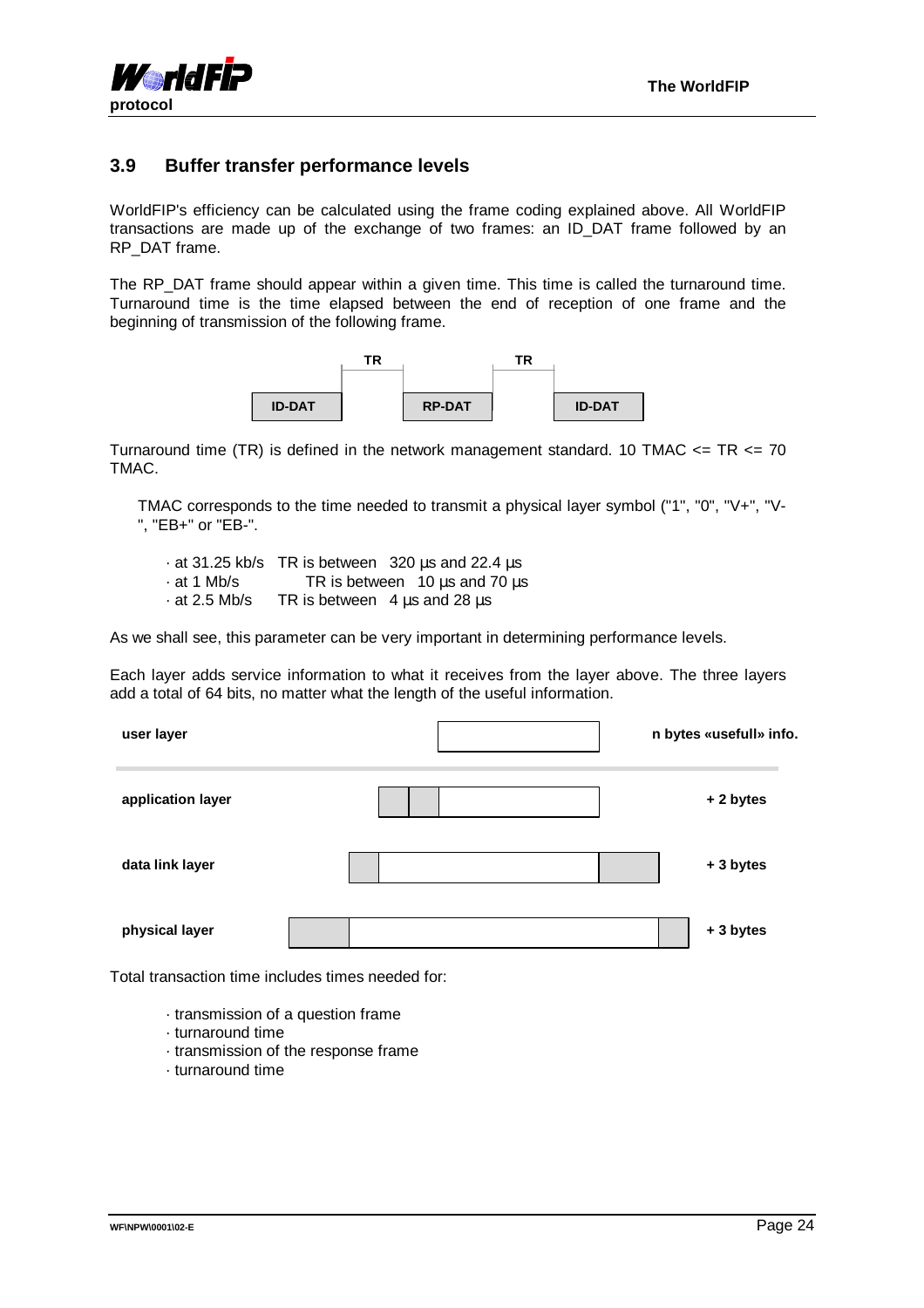## 3.9 Buffer transfer performance levels

WorldFIP's efficiency can be calculated using the frame coding explained above. All WorldFIP transactions are made up of the exchange of two frames: an ID_DAT frame followed by an RP_DAT frame.

The RP_DAT frame should appear within a given time. This time is called the turnaround time. Turnaround time is the time elapsed between the end of reception of one frame and the beginning of transmission of the following frame.

| ID-DAT | TR | RP-DAT | TR | ID-DAT |
|---|---|---|---|---|

Turnaround time (TR) is defined in the network management standard. 10 TMAC <= TR <= 70 TMAC.

TMAC corresponds to the time needed to transmit a physical layer symbol ("1", "0", "V+", "V-", "EB+" or "EB-".

- at 31.25 kb/s TR is between 320 µs and 22.4 µs
- at 1 Mb/s TR is between 10 µs and 70 µs
- at 2.5 Mb/s TR is between 4 µs and 28 µs

As we shall see, this parameter can be very important in determining performance levels.

Each layer adds service information to what it receives from the layer above. The three layers add a total of 64 bits, no matter what the length of the useful information.

| Layer | Added |
|---|---|
| user layer | n bytes «usefull» info. |
| application layer | + 2 bytes |
| data link layer | + 3 bytes |
| physical layer | + 3 bytes |

Total transaction time includes times needed for:

- transmission of a question frame
- turnaround time
- transmission of the response frame
- turnaround time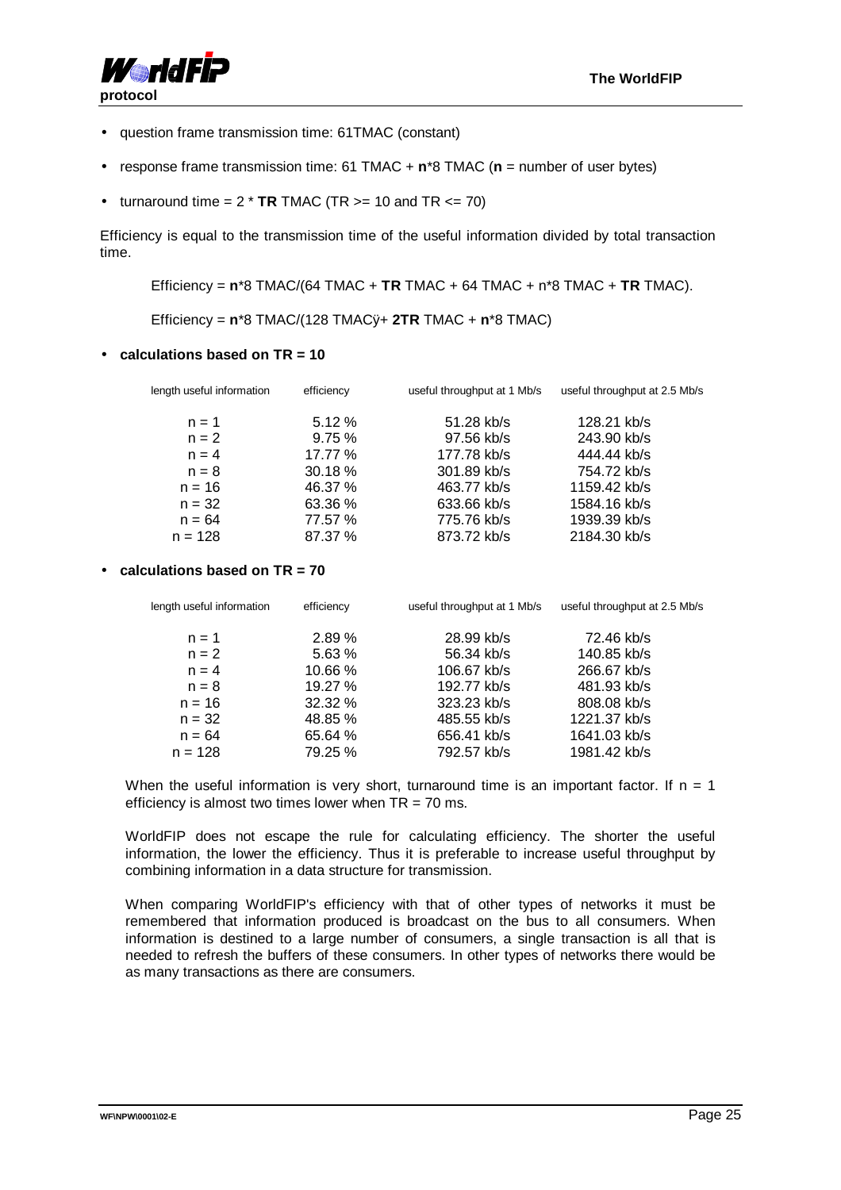- question frame transmission time: 61TMAC (constant)
- response frame transmission time: 61 TMAC + **n***8 TMAC (**n** = number of user bytes)
- turnaround time = 2 * **TR** TMAC (TR >= 10 and TR <= 70)

Efficiency is equal to the transmission time of the useful information divided by total transaction time.

Efficiency = **n***8 TMAC/(64 TMAC + **TR** TMAC + 64 TMAC + n*8 TMAC + **TR** TMAC).

Efficiency = **n***8 TMAC/(128 TMACÿ+ **2TR** TMAC + **n***8 TMAC)

- **calculations based on TR = 10**

| length useful information | efficiency | useful throughput at 1 Mb/s | useful throughput at 2.5 Mb/s |
|---|---|---|---|
| n = 1 | 5.12 % | 51.28 kb/s | 128.21 kb/s |
| n = 2 | 9.75 % | 97.56 kb/s | 243.90 kb/s |
| n = 4 | 17.77 % | 177.78 kb/s | 444.44 kb/s |
| n = 8 | 30.18 % | 301.89 kb/s | 754.72 kb/s |
| n = 16 | 46.37 % | 463.77 kb/s | 1159.42 kb/s |
| n = 32 | 63.36 % | 633.66 kb/s | 1584.16 kb/s |
| n = 64 | 77.57 % | 775.76 kb/s | 1939.39 kb/s |
| n = 128 | 87.37 % | 873.72 kb/s | 2184.30 kb/s |

- **calculations based on TR = 70**

| length useful information | efficiency | useful throughput at 1 Mb/s | useful throughput at 2.5 Mb/s |
|---|---|---|---|
| n = 1 | 2.89 % | 28.99 kb/s | 72.46 kb/s |
| n = 2 | 5.63 % | 56.34 kb/s | 140.85 kb/s |
| n = 4 | 10.66 % | 106.67 kb/s | 266.67 kb/s |
| n = 8 | 19.27 % | 192.77 kb/s | 481.93 kb/s |
| n = 16 | 32.32 % | 323.23 kb/s | 808.08 kb/s |
| n = 32 | 48.85 % | 485.55 kb/s | 1221.37 kb/s |
| n = 64 | 65.64 % | 656.41 kb/s | 1641.03 kb/s |
| n = 128 | 79.25 % | 792.57 kb/s | 1981.42 kb/s |

When the useful information is very short, turnaround time is an important factor. If n = 1 efficiency is almost two times lower when TR = 70 ms.

WorldFIP does not escape the rule for calculating efficiency. The shorter the useful information, the lower the efficiency. Thus it is preferable to increase useful throughput by combining information in a data structure for transmission.

When comparing WorldFIP's efficiency with that of other types of networks it must be remembered that information produced is broadcast on the bus to all consumers. When information is destined to a large number of consumers, a single transaction is all that is needed to refresh the buffers of these consumers. In other types of networks there would be as many transactions as there are consumers.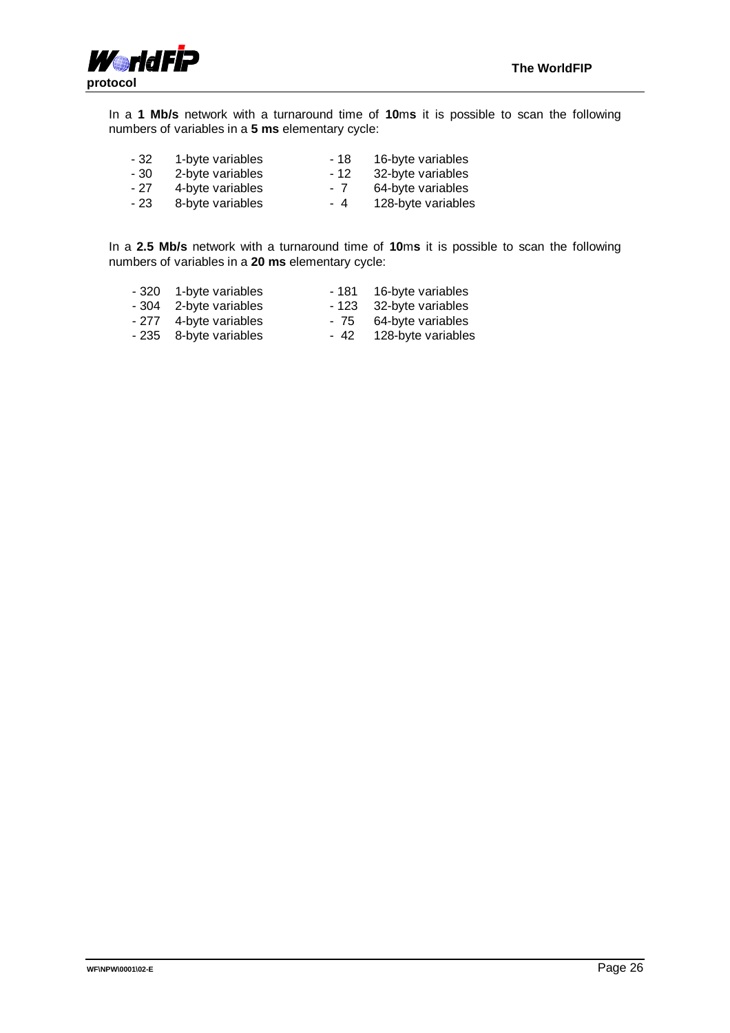In a **1 Mb/s** network with a turnaround time of **10**m**s** it is possible to scan the following numbers of variables in a **5 ms** elementary cycle:

- 32 1-byte variables
- 30 2-byte variables
- 27 4-byte variables
- 23 8-byte variables
- 18 16-byte variables
- 12 32-byte variables
- 7 64-byte variables
- 4 128-byte variables

In a **2.5 Mb/s** network with a turnaround time of **10**m**s** it is possible to scan the following numbers of variables in a **20 ms** elementary cycle:

- 320 1-byte variables
- 304 2-byte variables
- 277 4-byte variables
- 235 8-byte variables
- 181 16-byte variables
- 123 32-byte variables
- 75 64-byte variables
- 42 128-byte variables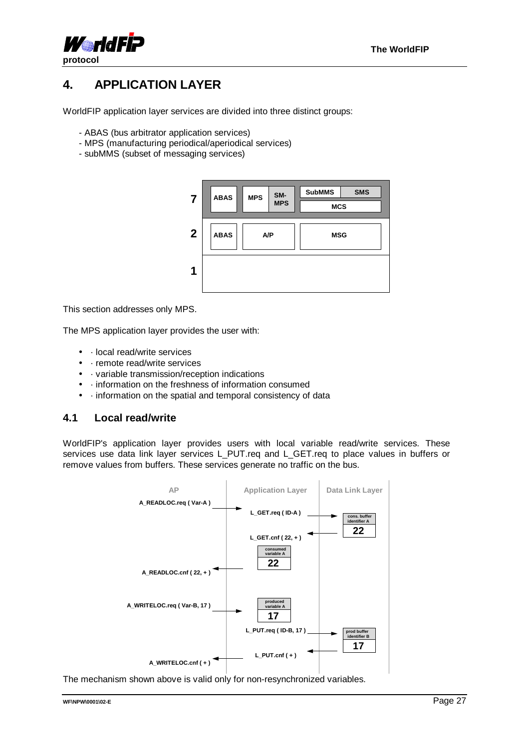# 4. APPLICATION LAYER

WorldFIP application layer services are divided into three distinct groups:

- ABAS (bus arbitrator application services)
- MPS (manufacturing periodical/aperiodical services)
- subMMS (subset of messaging services)

| | | | | |
|---|---|---|---|---|
| 7 | ABAS | MPS | SM-MPS | SubMMS / SMS / MCS |
| 2 | ABAS | A/P | | MSG |
| 1 | | | | |

This section addresses only MPS.

The MPS application layer provides the user with:

- · local read/write services
- · remote read/write services
- · variable transmission/reception indications
- · information on the freshness of information consumed
- · information on the spatial and temporal consistency of data

## 4.1 Local read/write

WorldFIP's application layer provides users with local variable read/write services. These services use data link layer services L_PUT.req and L_GET.req to place values in buffers or remove values from buffers. These services generate no traffic on the bus.

| AP | Application Layer | Data Link Layer |
|---|---|---|
| A_READLOC.req ( Var-A ) → | | |
| | L_GET.req ( ID-A ) → | cons. buffer identifier A: 22 |
| | ← L_GET.cnf ( 22, + ) | |
| | consumed variable A: 22 | |
| ← A_READLOC.cnf ( 22, + ) | | |
| A_WRITELOC.req ( Var-B, 17 ) → | produced variable A: 17 | |
| | L_PUT.req ( ID-B, 17 ) → | prod buffer identifier B: 17 |
| | ← L_PUT.cnf ( + ) | |
| ← A_WRITELOC.cnf ( + ) | | |

The mechanism shown above is valid only for non-resynchronized variables.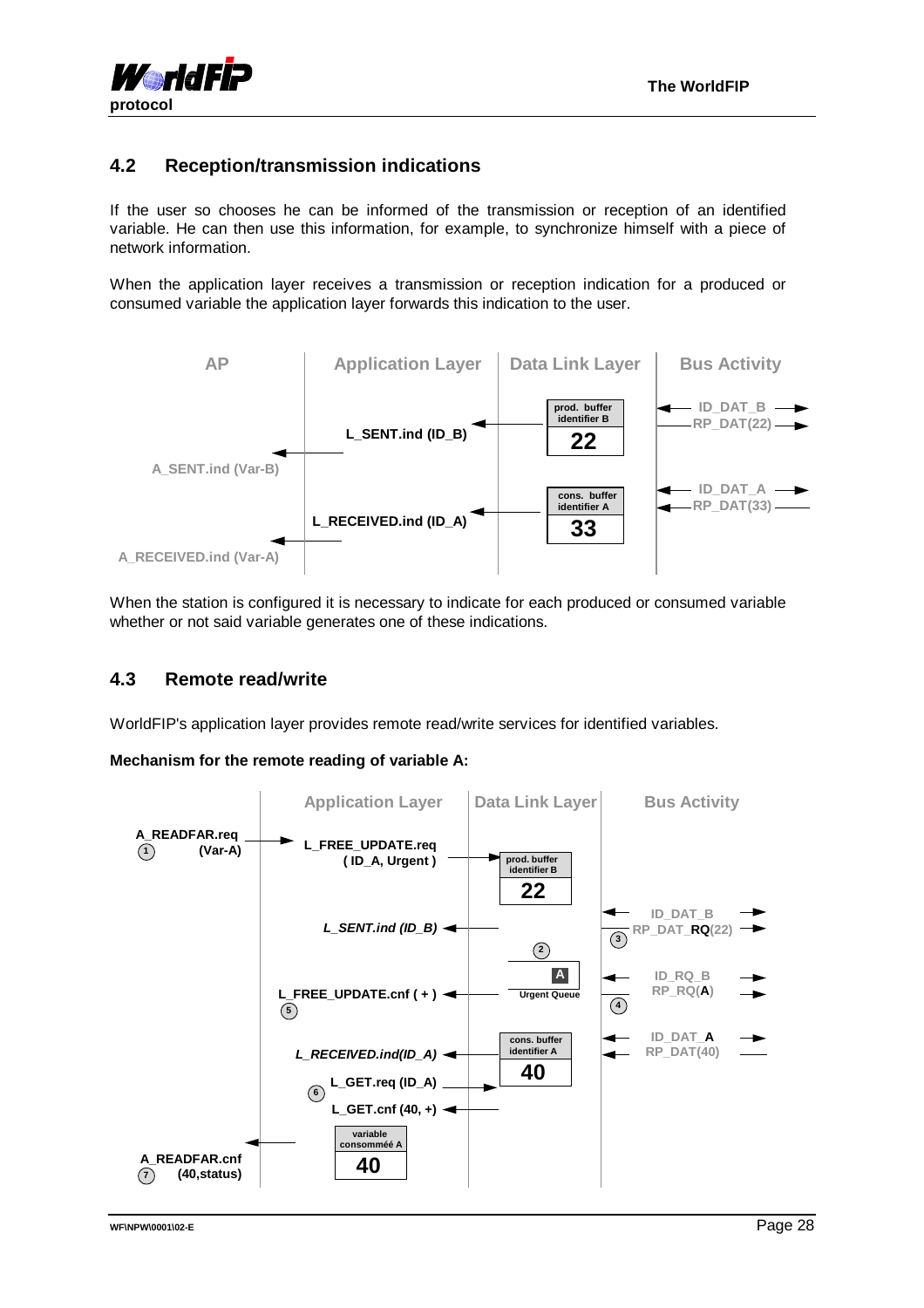## 4.2 Reception/transmission indications

If the user so chooses he can be informed of the transmission or reception of an identified variable. He can then use this information, for example, to synchronize himself with a piece of network information.

When the application layer receives a transmission or reception indication for a produced or consumed variable the application layer forwards this indication to the user.

AP | Application Layer | Data Link Layer | Bus Activity

prod. buffer identifier B **22** — ID_DAT_B, RP_DAT(22)

L_SENT.ind (ID_B)

A_SENT.ind (Var-B)

cons. buffer identifier A **33** — ID_DAT_A, RP_DAT(33)

L_RECEIVED.ind (ID_A)

A_RECEIVED.ind (Var-A)

When the station is configured it is necessary to indicate for each produced or consumed variable whether or not said variable generates one of these indications.

## 4.3 Remote read/write

WorldFIP's application layer provides remote read/write services for identified variables.

**Mechanism for the remote reading of variable A:**

Application Layer | Data Link Layer | Bus Activity

**A_READFAR.req (Var-A)** (1)

**L_FREE_UPDATE.req ( ID_A, Urgent )**

prod. buffer identifier B **22**

ID_DAT_B, RP_DAT_**RQ**(22) (3)

*L_SENT.ind (ID_B)*

(2) **A** Urgent Queue

ID_RQ_B, RP_RQ(**A**) (4)

**L_FREE_UPDATE.cnf ( + )** (5)

cons. buffer identifier A **40**

ID_DAT_**A**, RP_DAT(40)

*L_RECEIVED.ind(ID_A)*

(6) **L_GET.req (ID_A)**

**L_GET.cnf (40, +)**

variable consomméé A **40**

**A_READFAR.cnf (40,status)** (7)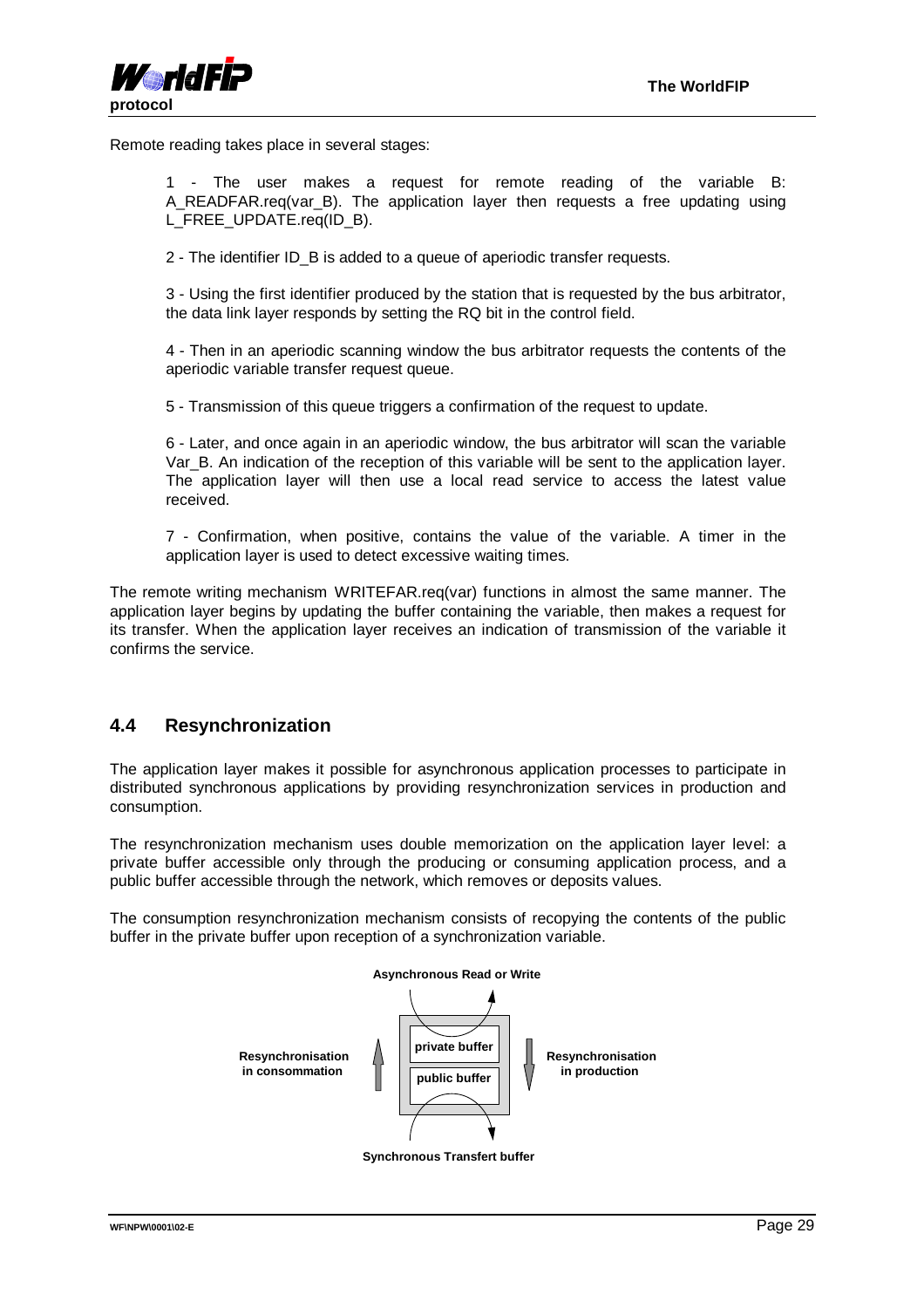Remote reading takes place in several stages:

1 - The user makes a request for remote reading of the variable B: A_READFAR.req(var_B). The application layer then requests a free updating using L_FREE_UPDATE.req(ID_B).

2 - The identifier ID_B is added to a queue of aperiodic transfer requests.

3 - Using the first identifier produced by the station that is requested by the bus arbitrator, the data link layer responds by setting the RQ bit in the control field.

4 - Then in an aperiodic scanning window the bus arbitrator requests the contents of the aperiodic variable transfer request queue.

5 - Transmission of this queue triggers a confirmation of the request to update.

6 - Later, and once again in an aperiodic window, the bus arbitrator will scan the variable Var_B. An indication of the reception of this variable will be sent to the application layer. The application layer will then use a local read service to access the latest value received.

7 - Confirmation, when positive, contains the value of the variable. A timer in the application layer is used to detect excessive waiting times.

The remote writing mechanism WRITEFAR.req(var) functions in almost the same manner. The application layer begins by updating the buffer containing the variable, then makes a request for its transfer. When the application layer receives an indication of transmission of the variable it confirms the service.

## 4.4 Resynchronization

The application layer makes it possible for asynchronous application processes to participate in distributed synchronous applications by providing resynchronization services in production and consumption.

The resynchronization mechanism uses double memorization on the application layer level: a private buffer accessible only through the producing or consuming application process, and a public buffer accessible through the network, which removes or deposits values.

The consumption resynchronization mechanism consists of recopying the contents of the public buffer in the private buffer upon reception of a synchronization variable.

**Asynchronous Read or Write**

**Resynchronisation in consommation** | **private buffer** / **public buffer** | **Resynchronisation in production**

**Synchronous Transfert buffer**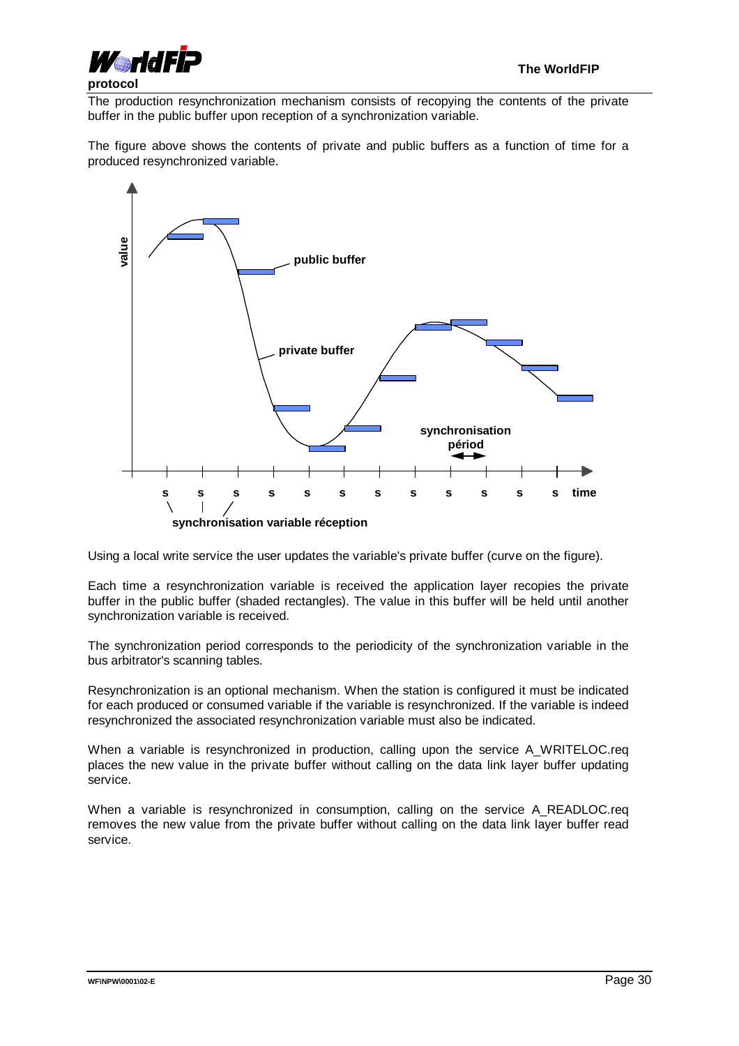The production resynchronization mechanism consists of recopying the contents of the private buffer in the public buffer upon reception of a synchronization variable.

The figure above shows the contents of private and public buffers as a function of time for a produced resynchronized variable.

Using a local write service the user updates the variable's private buffer (curve on the figure).

Each time a resynchronization variable is received the application layer recopies the private buffer in the public buffer (shaded rectangles). The value in this buffer will be held until another synchronization variable is received.

The synchronization period corresponds to the periodicity of the synchronization variable in the bus arbitrator's scanning tables.

Resynchronization is an optional mechanism. When the station is configured it must be indicated for each produced or consumed variable if the variable is resynchronized. If the variable is indeed resynchronized the associated resynchronization variable must also be indicated.

When a variable is resynchronized in production, calling upon the service A_WRITELOC.req places the new value in the private buffer without calling on the data link layer buffer updating service.

When a variable is resynchronized in consumption, calling on the service A_READLOC.req removes the new value from the private buffer without calling on the data link layer buffer read service.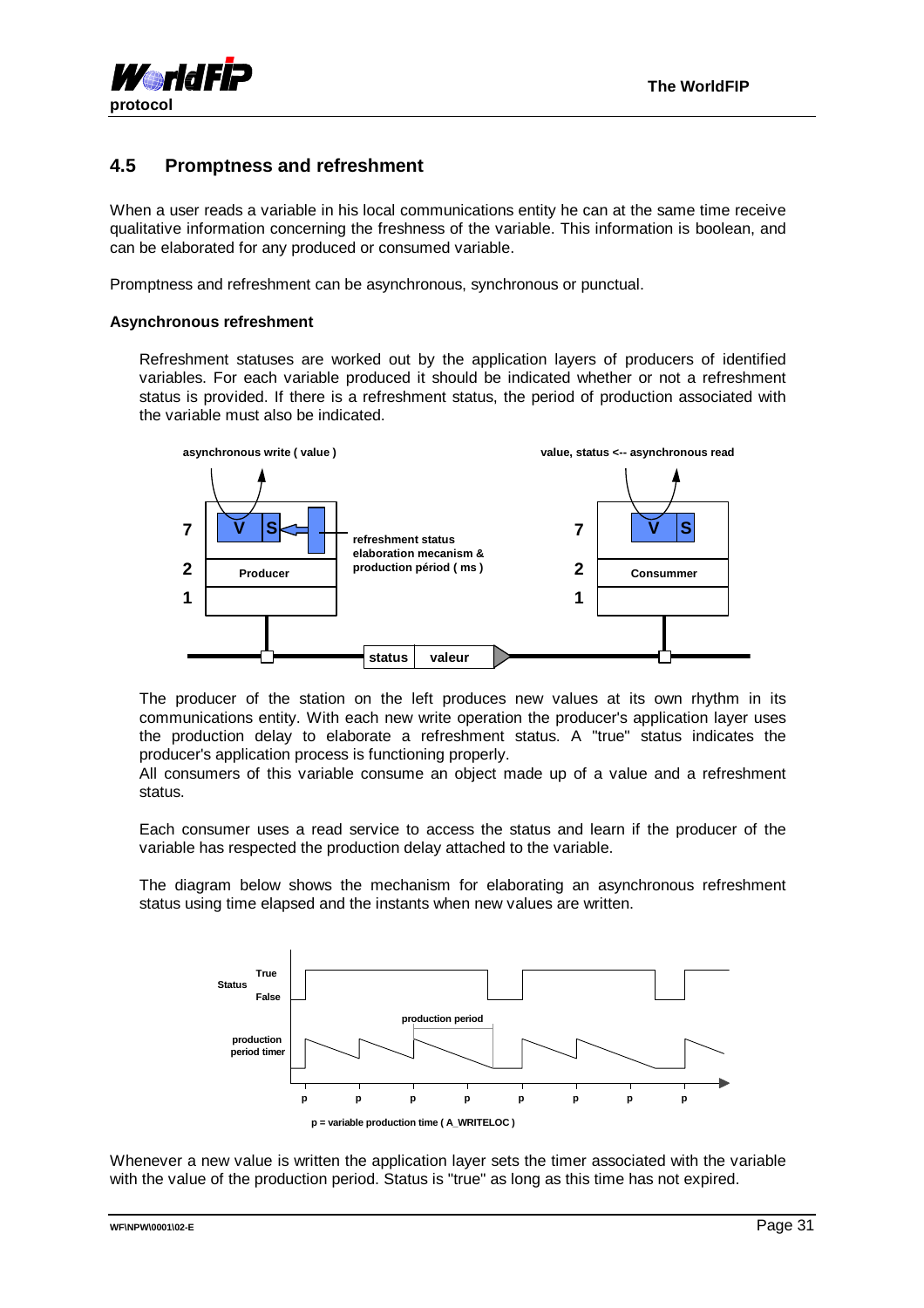## 4.5 Promptness and refreshment

When a user reads a variable in his local communications entity he can at the same time receive qualitative information concerning the freshness of the variable. This information is boolean, and can be elaborated for any produced or consumed variable.

Promptness and refreshment can be asynchronous, synchronous or punctual.

**Asynchronous refreshment**

Refreshment statuses are worked out by the application layers of producers of identified variables. For each variable produced it should be indicated whether or not a refreshment status is provided. If there is a refreshment status, the period of production associated with the variable must also be indicated.

asynchronous write ( value )    value, status <-- asynchronous read

refreshment status elaboration mecanism & production période ( ms )

Producer    Consummer

status | valeur

The producer of the station on the left produces new values at its own rhythm in its communications entity. With each new write operation the producer's application layer uses the production delay to elaborate a refreshment status. A "true" status indicates the producer's application process is functioning properly.
All consumers of this variable consume an object made up of a value and a refreshment status.

Each consumer uses a read service to access the status and learn if the producer of the variable has respected the production delay attached to the variable.

The diagram below shows the mechanism for elaborating an asynchronous refreshment status using time elapsed and the instants when new values are written.

Status True False

production period

production period timer

p = variable production time ( A_WRITELOC )

Whenever a new value is written the application layer sets the timer associated with the variable with the value of the production period. Status is "true" as long as this time has not expired.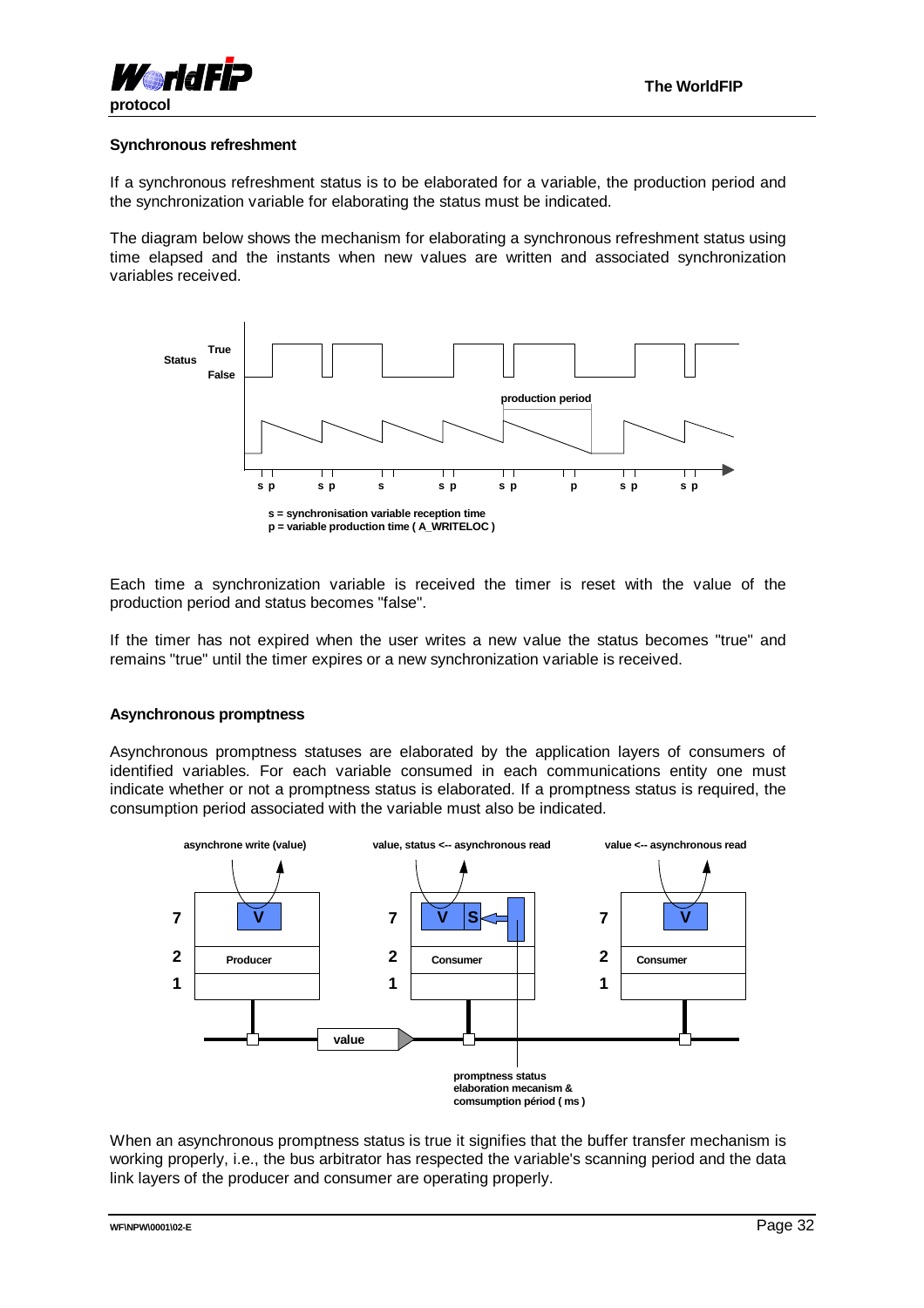## Synchronous refreshment

If a synchronous refreshment status is to be elaborated for a variable, the production period and the synchronization variable for elaborating the status must be indicated.

The diagram below shows the mechanism for elaborating a synchronous refreshment status using time elapsed and the instants when new values are written and associated synchronization variables received.

s = synchronisation variable reception time
p = variable production time ( A_WRITELOC )

Each time a synchronization variable is received the timer is reset with the value of the production period and status becomes "false".

If the timer has not expired when the user writes a new value the status becomes "true" and remains "true" until the timer expires or a new synchronization variable is received.

## Asynchronous promptness

Asynchronous promptness statuses are elaborated by the application layers of consumers of identified variables. For each variable consumed in each communications entity one must indicate whether or not a promptness status is elaborated. If a promptness status is required, the consumption period associated with the variable must also be indicated.

When an asynchronous promptness status is true it signifies that the buffer transfer mechanism is working properly, i.e., the bus arbitrator has respected the variable's scanning period and the data link layers of the producer and consumer are operating properly.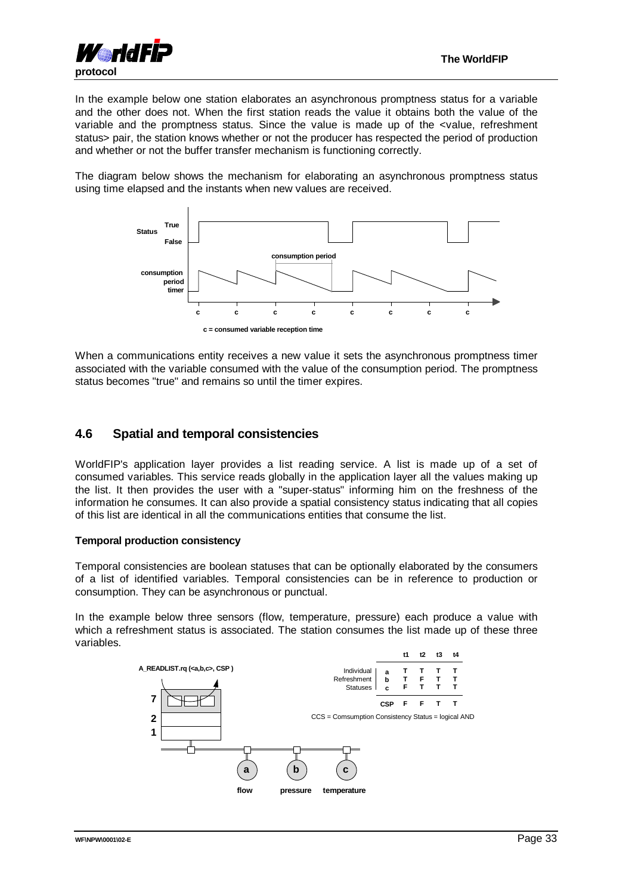In the example below one station elaborates an asynchronous promptness status for a variable and the other does not. When the first station reads the value it obtains both the value of the variable and the promptness status. Since the value is made up of the <value, refreshment status> pair, the station knows whether or not the producer has respected the period of production and whether or not the buffer transfer mechanism is functioning correctly.

The diagram below shows the mechanism for elaborating an asynchronous promptness status using time elapsed and the instants when new values are received.

c = consumed variable reception time

When a communications entity receives a new value it sets the asynchronous promptness timer associated with the variable consumed with the value of the consumption period. The promptness status becomes "true" and remains so until the timer expires.

## 4.6 Spatial and temporal consistencies

WorldFIP's application layer provides a list reading service. A list is made up of a set of consumed variables. This service reads globally in the application layer all the values making up the list. It then provides the user with a "super-status" informing him on the freshness of the information he consumes. It can also provide a spatial consistency status indicating that all copies of this list are identical in all the communications entities that consume the list.

**Temporal production consistency**

Temporal consistencies are boolean statuses that can be optionally elaborated by the consumers of a list of identified variables. Temporal consistencies can be in reference to production or consumption. They can be asynchronous or punctual.

In the example below three sensors (flow, temperature, pressure) each produce a value with which a refreshment status is associated. The station consumes the list made up of these three variables.

A_READLIST.rq (<a,b,c>, CSP )

| | | t1 | t2 | t3 | t4 |
|---|---|---|---|---|---|
| Individual Refreshment Statuses | a | T | T | T | T |
| | b | T | F | T | T |
| | c | F | T | T | T |
| | CSP | F | F | T | T |

CCS = Comsumption Consistency Status = logical AND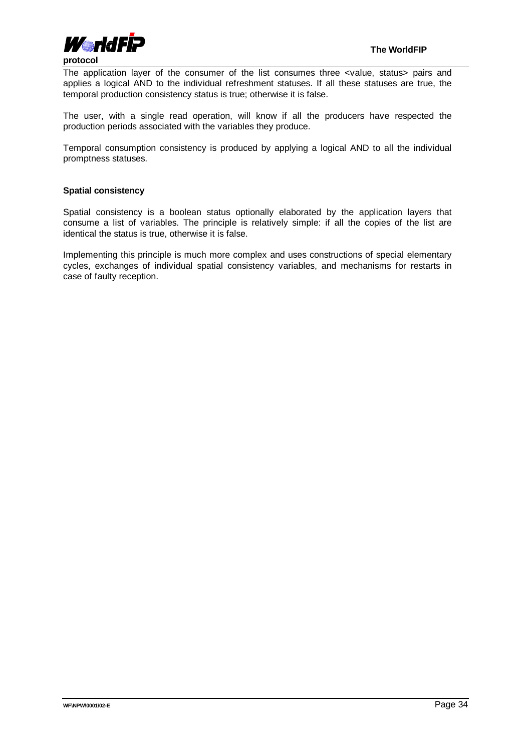The application layer of the consumer of the list consumes three <value, status> pairs and applies a logical AND to the individual refreshment statuses. If all these statuses are true, the temporal production consistency status is true; otherwise it is false.

The user, with a single read operation, will know if all the producers have respected the production periods associated with the variables they produce.

Temporal consumption consistency is produced by applying a logical AND to all the individual promptness statuses.

**Spatial consistency**

Spatial consistency is a boolean status optionally elaborated by the application layers that consume a list of variables. The principle is relatively simple: if all the copies of the list are identical the status is true, otherwise it is false.

Implementing this principle is much more complex and uses constructions of special elementary cycles, exchanges of individual spatial consistency variables, and mechanisms for restarts in case of faulty reception.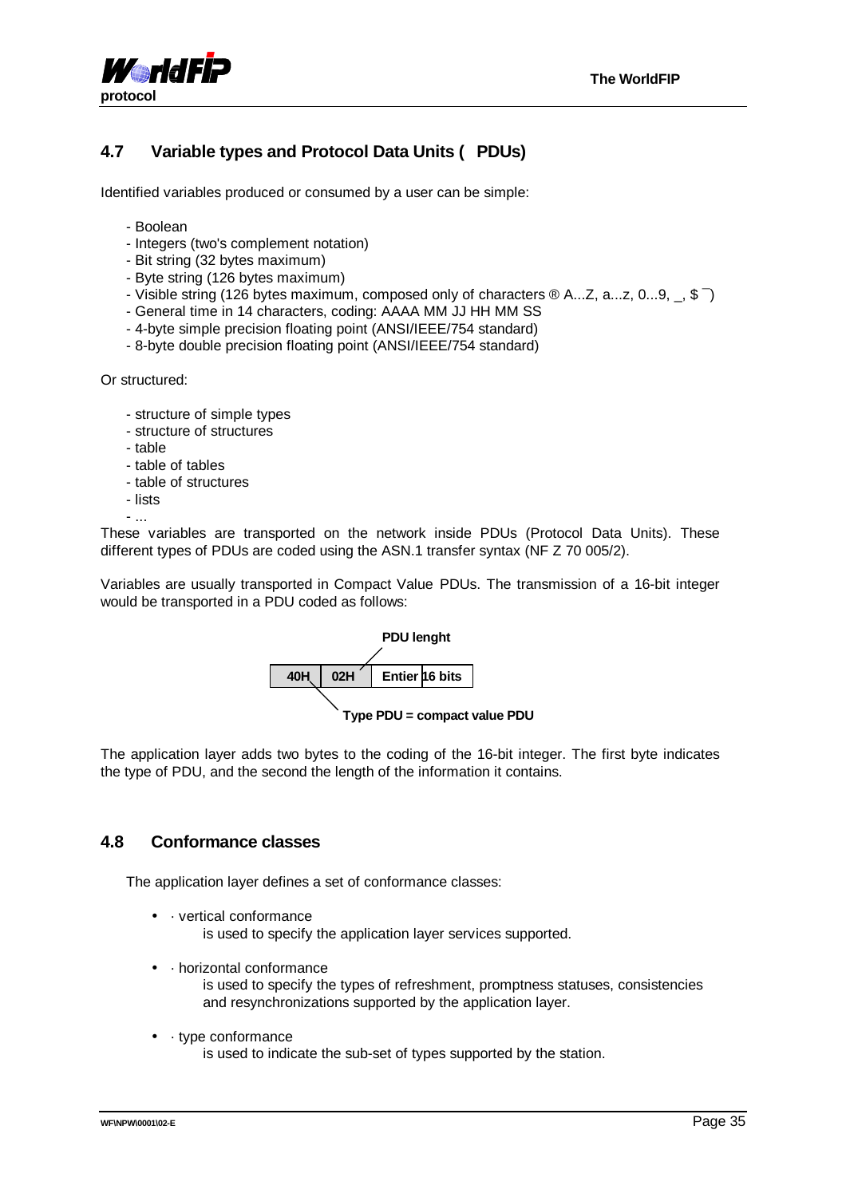## 4.7 Variable types and Protocol Data Units ( PDUs)

Identified variables produced or consumed by a user can be simple:

- Boolean
- Integers (two's complement notation)
- Bit string (32 bytes maximum)
- Byte string (126 bytes maximum)
- Visible string (126 bytes maximum, composed only of characters ® A...Z, a...z, 0...9, _, $ ¯)
- General time in 14 characters, coding: AAAA MM JJ HH MM SS
- 4-byte simple precision floating point (ANSI/IEEE/754 standard)
- 8-byte double precision floating point (ANSI/IEEE/754 standard)

Or structured:

- structure of simple types
- structure of structures
- table
- table of tables
- table of structures
- lists
- ...

These variables are transported on the network inside PDUs (Protocol Data Units). These different types of PDUs are coded using the ASN.1 transfer syntax (NF Z 70 005/2).

Variables are usually transported in Compact Value PDUs. The transmission of a 16-bit integer would be transported in a PDU coded as follows:

**PDU lenght**

| 40H | 02H | Entier 16 bits |
|---|---|---|

**Type PDU = compact value PDU**

The application layer adds two bytes to the coding of the 16-bit integer. The first byte indicates the type of PDU, and the second the length of the information it contains.

## 4.8 Conformance classes

The application layer defines a set of conformance classes:

- · vertical conformance
  is used to specify the application layer services supported.
- · horizontal conformance
  is used to specify the types of refreshment, promptness statuses, consistencies and resynchronizations supported by the application layer.
- · type conformance
  is used to indicate the sub-set of types supported by the station.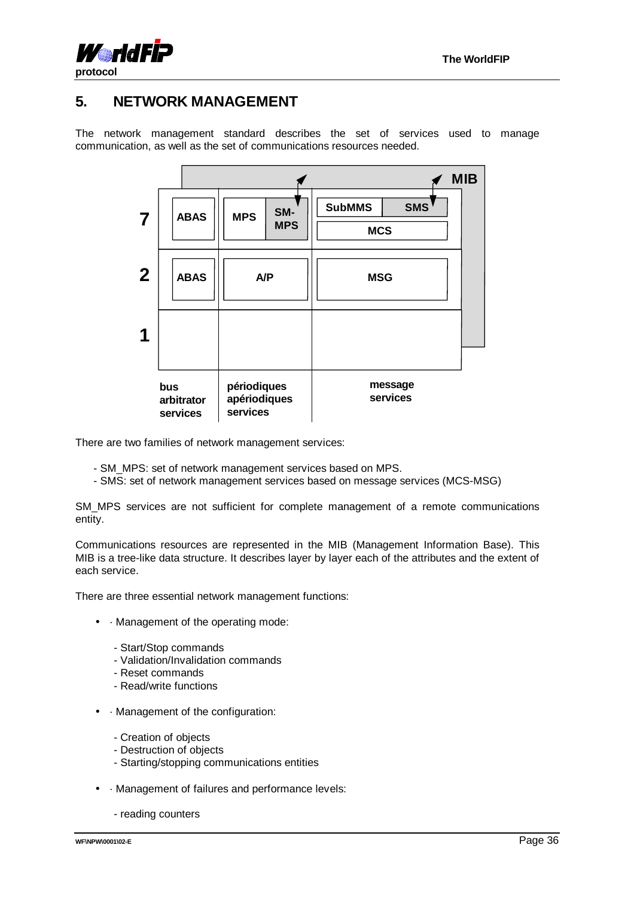# 5. NETWORK MANAGEMENT

The network management standard describes the set of services used to manage communication, as well as the set of communications resources needed.

| Layer | bus arbitrator services | périodiques apériodiques services | message services |
|---|---|---|---|
| 7 | ABAS | MPS, SM-MPS | SubMMS, SMS, MCS |
| 2 | ABAS | A/P | MSG |
| 1 | | | |

MIB

There are two families of network management services:

- SM_MPS: set of network management services based on MPS.
- SMS: set of network management services based on message services (MCS-MSG)

SM_MPS services are not sufficient for complete management of a remote communications entity.

Communications resources are represented in the MIB (Management Information Base). This MIB is a tree-like data structure. It describes layer by layer each of the attributes and the extent of each service.

There are three essential network management functions:

- · Management of the operating mode:
  - Start/Stop commands
  - Validation/Invalidation commands
  - Reset commands
  - Read/write functions
- · Management of the configuration:
  - Creation of objects
  - Destruction of objects
  - Starting/stopping communications entities
- · Management of failures and performance levels:
  - reading counters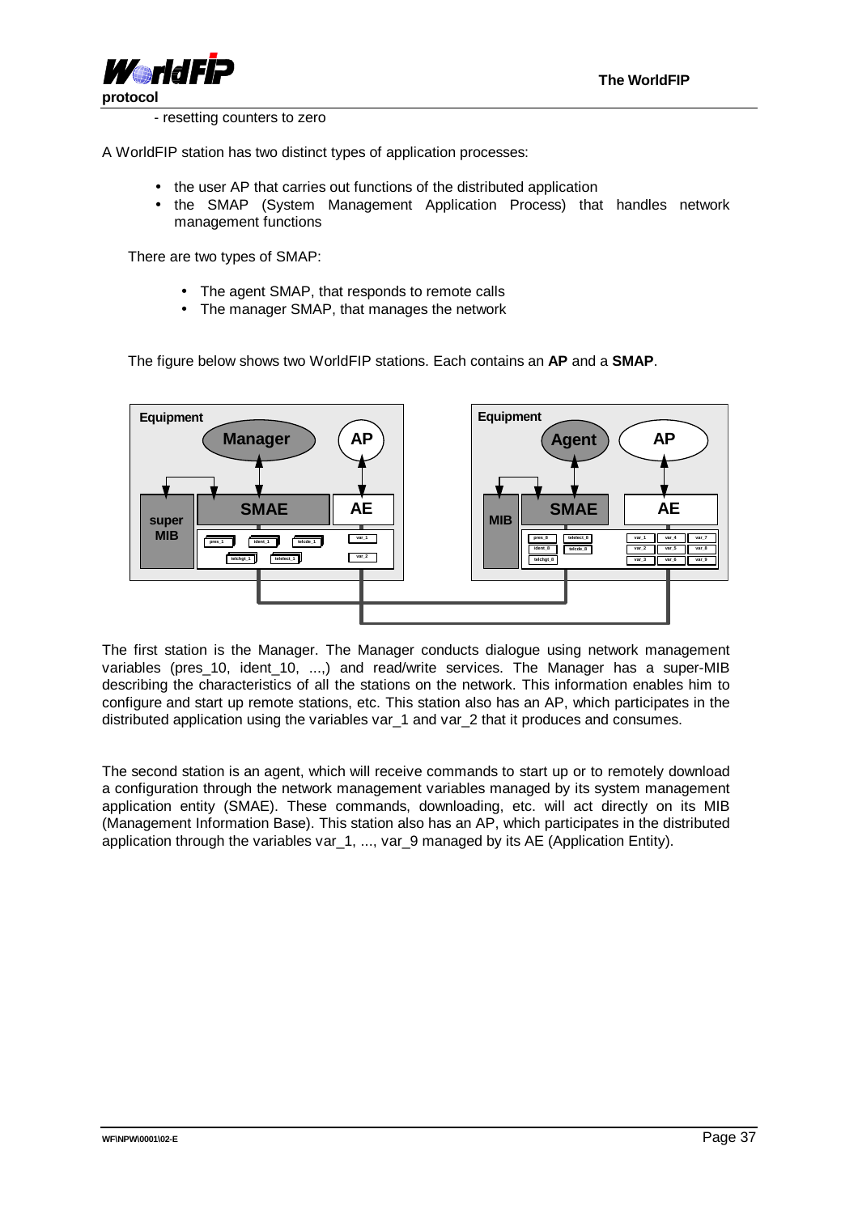- resetting counters to zero

A WorldFIP station has two distinct types of application processes:

- the user AP that carries out functions of the distributed application
- the SMAP (System Management Application Process) that handles network management functions

There are two types of SMAP:

- The agent SMAP, that responds to remote calls
- The manager SMAP, that manages the network

The figure below shows two WorldFIP stations. Each contains an **AP** and a **SMAP**.

The first station is the Manager. The Manager conducts dialogue using network management variables (pres_10, ident_10, ...,) and read/write services. The Manager has a super-MIB describing the characteristics of all the stations on the network. This information enables him to configure and start up remote stations, etc. This station also has an AP, which participates in the distributed application using the variables var_1 and var_2 that it produces and consumes.

The second station is an agent, which will receive commands to start up or to remotely download a configuration through the network management variables managed by its system management application entity (SMAE). These commands, downloading, etc. will act directly on its MIB (Management Information Base). This station also has an AP, which participates in the distributed application through the variables var_1, ..., var_9 managed by its AE (Application Entity).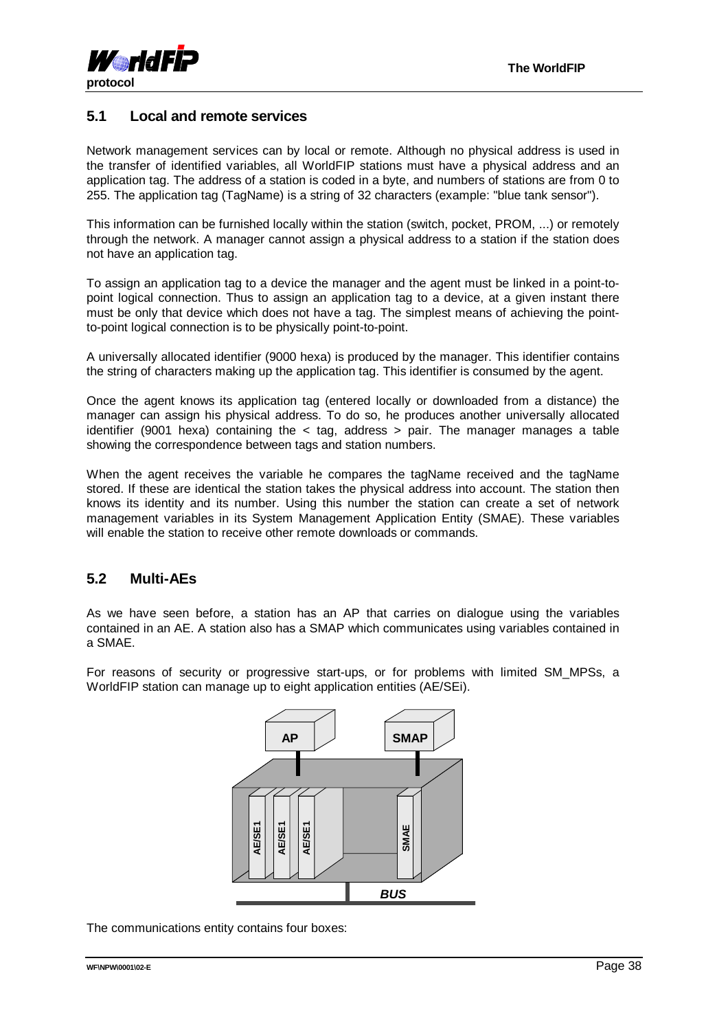## 5.1 Local and remote services

Network management services can by local or remote. Although no physical address is used in the transfer of identified variables, all WorldFIP stations must have a physical address and an application tag. The address of a station is coded in a byte, and numbers of stations are from 0 to 255. The application tag (TagName) is a string of 32 characters (example: "blue tank sensor").

This information can be furnished locally within the station (switch, pocket, PROM, ...) or remotely through the network. A manager cannot assign a physical address to a station if the station does not have an application tag.

To assign an application tag to a device the manager and the agent must be linked in a point-to-point logical connection. Thus to assign an application tag to a device, at a given instant there must be only that device which does not have a tag. The simplest means of achieving the point-to-point logical connection is to be physically point-to-point.

A universally allocated identifier (9000 hexa) is produced by the manager. This identifier contains the string of characters making up the application tag. This identifier is consumed by the agent.

Once the agent knows its application tag (entered locally or downloaded from a distance) the manager can assign his physical address. To do so, he produces another universally allocated identifier (9001 hexa) containing the < tag, address > pair. The manager manages a table showing the correspondence between tags and station numbers.

When the agent receives the variable he compares the tagName received and the tagName stored. If these are identical the station takes the physical address into account. The station then knows its identity and its number. Using this number the station can create a set of network management variables in its System Management Application Entity (SMAE). These variables will enable the station to receive other remote downloads or commands.

## 5.2 Multi-AEs

As we have seen before, a station has an AP that carries on dialogue using the variables contained in an AE. A station also has a SMAP which communicates using variables contained in a SMAE.

For reasons of security or progressive start-ups, or for problems with limited SM_MPSs, a WorldFIP station can manage up to eight application entities (AE/SEi).

AP
SMAP
AE/SE1
AE/SE1
AE/SE1
SMAE
BUS

The communications entity contains four boxes: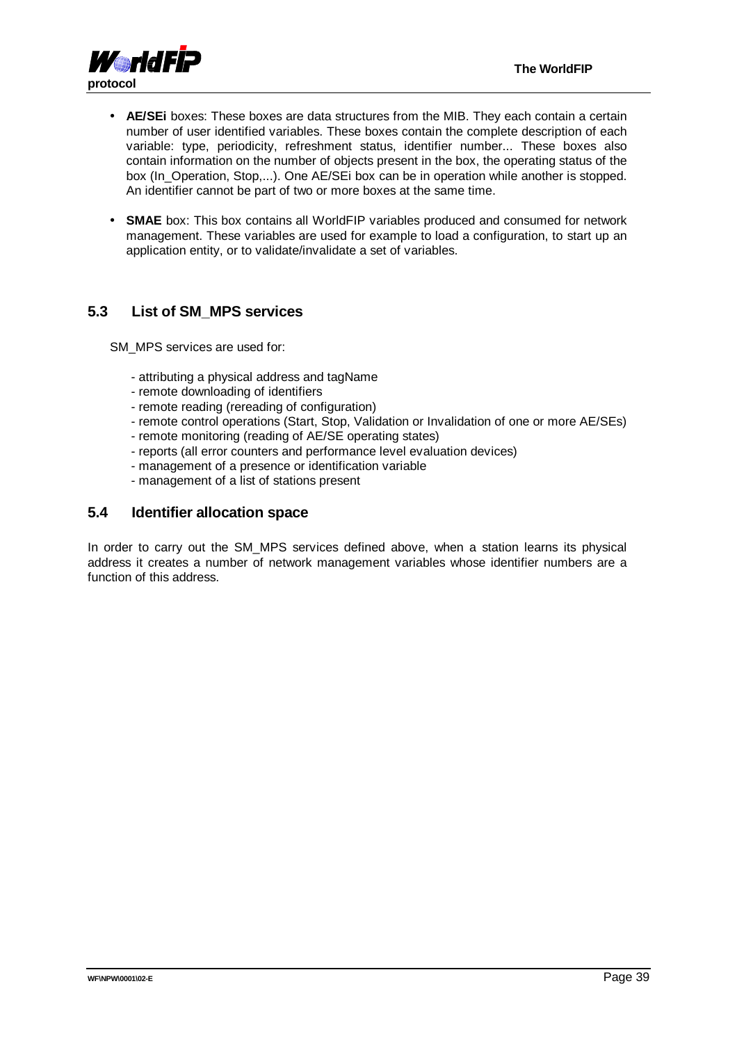- **AE/SEi** boxes: These boxes are data structures from the MIB. They each contain a certain number of user identified variables. These boxes contain the complete description of each variable: type, periodicity, refreshment status, identifier number... These boxes also contain information on the number of objects present in the box, the operating status of the box (In_Operation, Stop,...). One AE/SEi box can be in operation while another is stopped. An identifier cannot be part of two or more boxes at the same time.

- **SMAE** box: This box contains all WorldFIP variables produced and consumed for network management. These variables are used for example to load a configuration, to start up an application entity, or to validate/invalidate a set of variables.

## 5.3 List of SM_MPS services

SM_MPS services are used for:

- attributing a physical address and tagName
- remote downloading of identifiers
- remote reading (rereading of configuration)
- remote control operations (Start, Stop, Validation or Invalidation of one or more AE/SEs)
- remote monitoring (reading of AE/SE operating states)
- reports (all error counters and performance level evaluation devices)
- management of a presence or identification variable
- management of a list of stations present

## 5.4 Identifier allocation space

In order to carry out the SM_MPS services defined above, when a station learns its physical address it creates a number of network management variables whose identifier numbers are a function of this address.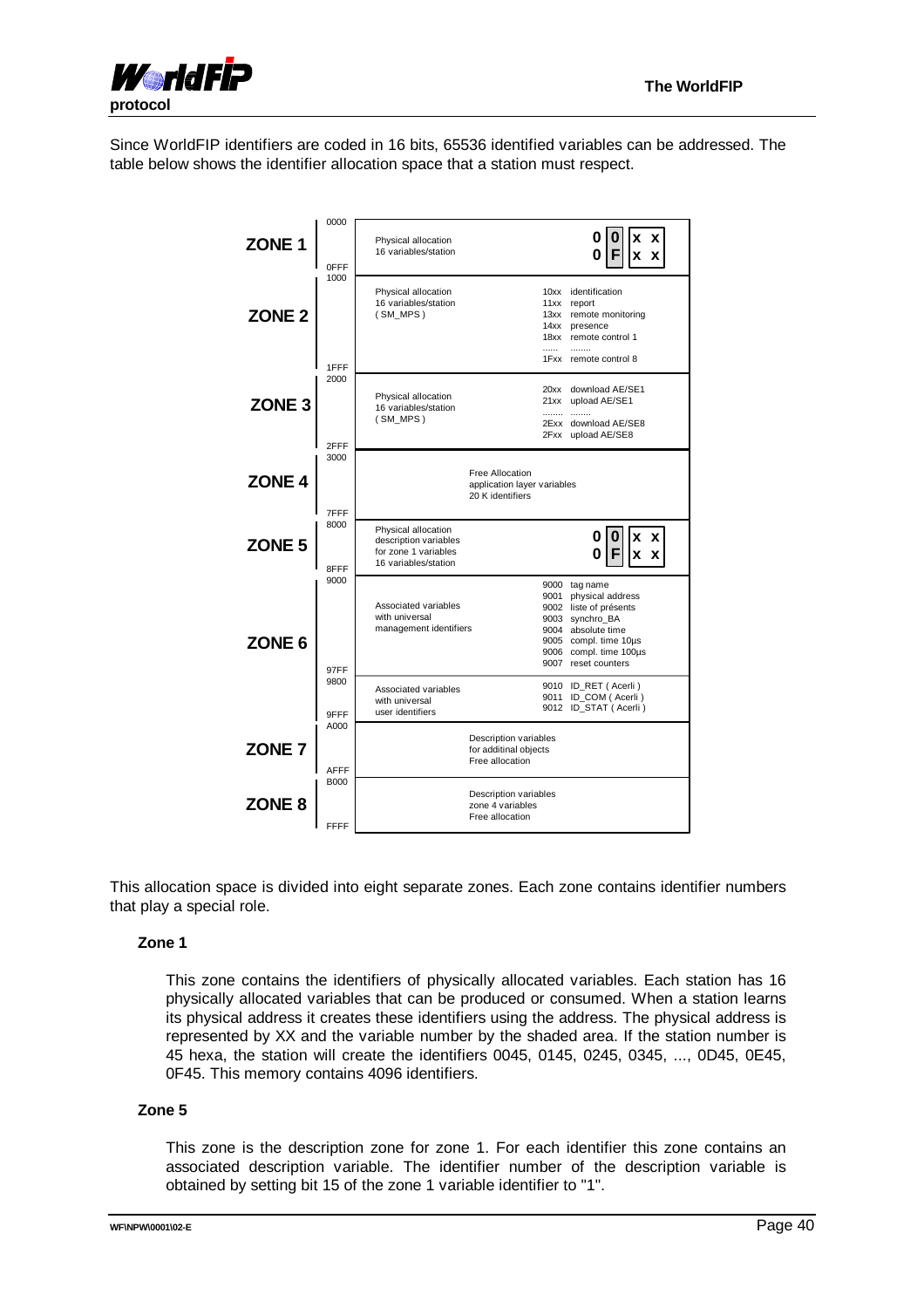Since WorldFIP identifiers are coded in 16 bits, 65536 identified variables can be addressed. The table below shows the identifier allocation space that a station must respect.

| Zone | Range | Description | Details |
|---|---|---|---|
| ZONE 1 | 0000 – 0FFF | Physical allocation<br>16 variables/station | 0 0 x x<br>0 F x x |
| ZONE 2 | 1000 – 1FFF | Physical allocation<br>16 variables/station<br>( SM_MPS ) | 10xx identification<br>11xx report<br>13xx remote monitoring<br>14xx presence<br>18xx remote control 1<br>...... ........<br>1Fxx remote control 8 |
| ZONE 3 | 2000 – 2FFF | Physical allocation<br>16 variables/station<br>( SM_MPS ) | 20xx download AE/SE1<br>21xx upload AE/SE1<br>........ ........<br>2Exx download AE/SE8<br>2Fxx upload AE/SE8 |
| ZONE 4 | 3000 – 7FFF | Free Allocation<br>application layer variables<br>20 K identifiers | |
| ZONE 5 | 8000 – 8FFF | Physical allocation<br>description variables<br>for zone 1 variables<br>16 variables/station | 0 0 x x<br>0 F x x |
| ZONE 6 | 9000 – 97FF | Associated variables<br>with universal<br>management identifiers | 9000 tag name<br>9001 physical address<br>9002 liste of présents<br>9003 synchro_BA<br>9004 absolute time<br>9005 compl. time 10µs<br>9006 compl. time 100µs<br>9007 reset counters |
| | 9800 – 9FFF | Associated variables<br>with universal<br>user identifiers | 9010 ID_RET ( Acerli )<br>9011 ID_COM ( Acerli )<br>9012 ID_STAT ( Acerli ) |
| ZONE 7 | A000 – AFFF | Description variables<br>for additinal objects<br>Free allocation | |
| ZONE 8 | B000 – FFFF | Description variables<br>zone 4 variables<br>Free allocation | |

This allocation space is divided into eight separate zones. Each zone contains identifier numbers that play a special role.

**Zone 1**

This zone contains the identifiers of physically allocated variables. Each station has 16 physically allocated variables that can be produced or consumed. When a station learns its physical address it creates these identifiers using the address. The physical address is represented by XX and the variable number by the shaded area. If the station number is 45 hexa, the station will create the identifiers 0045, 0145, 0245, 0345, ..., 0D45, 0E45, 0F45. This memory contains 4096 identifiers.

**Zone 5**

This zone is the description zone for zone 1. For each identifier this zone contains an associated description variable. The identifier number of the description variable is obtained by setting bit 15 of the zone 1 variable identifier to "1".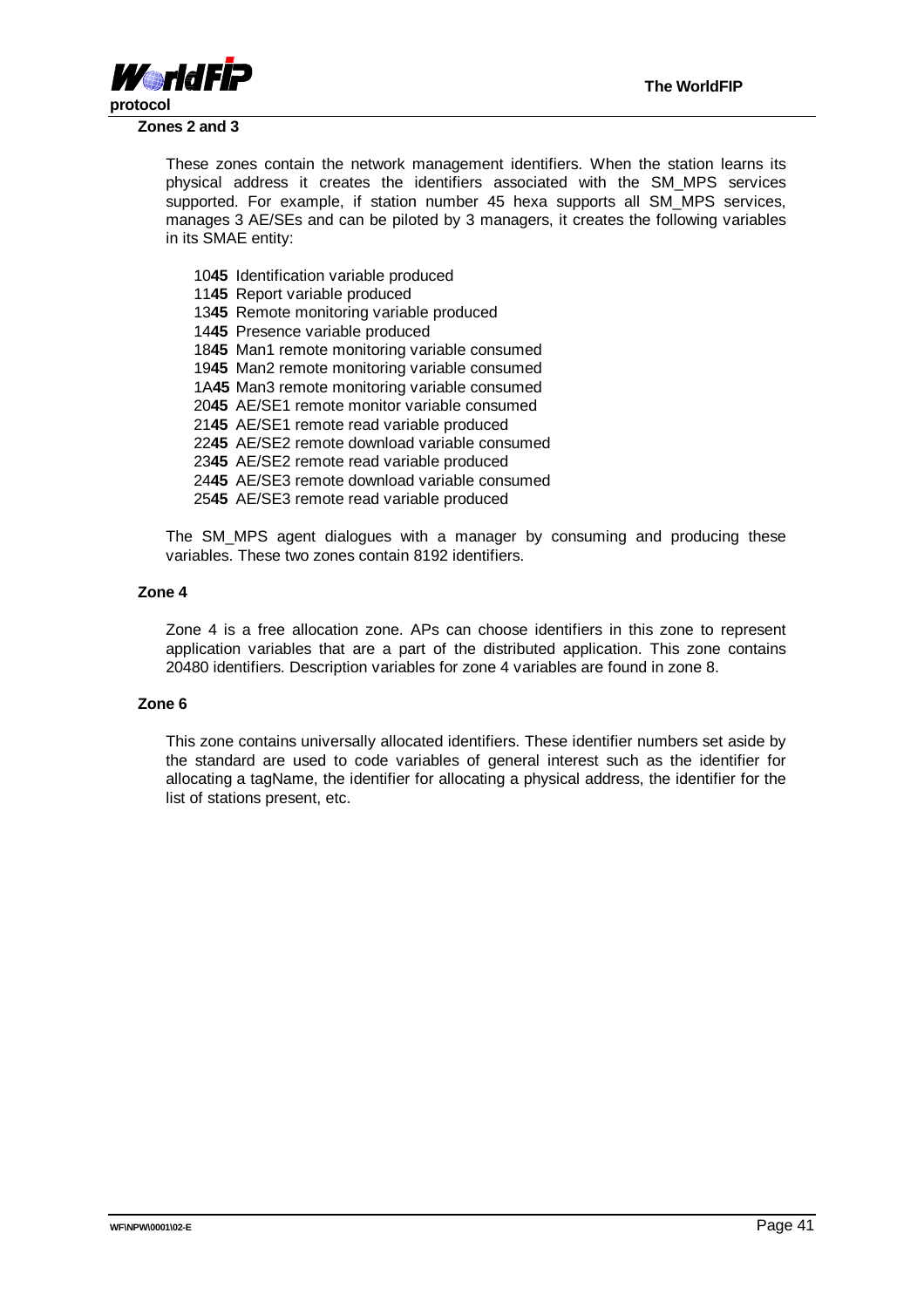**Zones 2 and 3**

These zones contain the network management identifiers. When the station learns its physical address it creates the identifiers associated with the SM_MPS services supported. For example, if station number 45 hexa supports all SM_MPS services, manages 3 AE/SEs and can be piloted by 3 managers, it creates the following variables in its SMAE entity:

10**45** Identification variable produced
11**45** Report variable produced
13**45** Remote monitoring variable produced
14**45** Presence variable produced
18**45** Man1 remote monitoring variable consumed
19**45** Man2 remote monitoring variable consumed
1A**45** Man3 remote monitoring variable consumed
20**45** AE/SE1 remote monitor variable consumed
21**45** AE/SE1 remote read variable produced
22**45** AE/SE2 remote download variable consumed
23**45** AE/SE2 remote read variable produced
24**45** AE/SE3 remote download variable consumed
25**45** AE/SE3 remote read variable produced

The SM_MPS agent dialogues with a manager by consuming and producing these variables. These two zones contain 8192 identifiers.

**Zone 4**

Zone 4 is a free allocation zone. APs can choose identifiers in this zone to represent application variables that are a part of the distributed application. This zone contains 20480 identifiers. Description variables for zone 4 variables are found in zone 8.

**Zone 6**

This zone contains universally allocated identifiers. These identifier numbers set aside by the standard are used to code variables of general interest such as the identifier for allocating a tagName, the identifier for allocating a physical address, the identifier for the list of stations present, etc.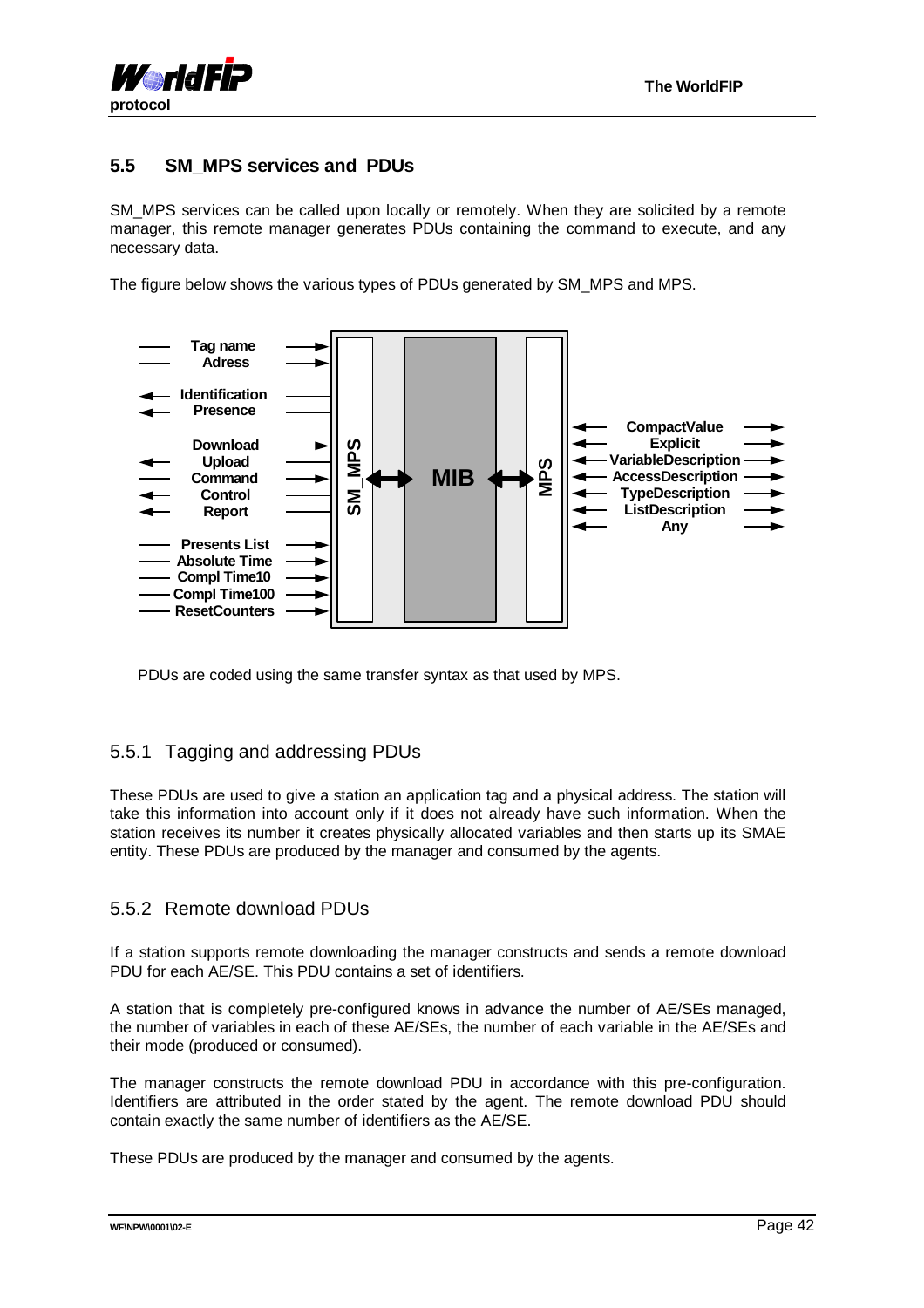## 5.5 SM_MPS services and PDUs

SM_MPS services can be called upon locally or remotely. When they are solicited by a remote manager, this remote manager generates PDUs containing the command to execute, and any necessary data.

The figure below shows the various types of PDUs generated by SM_MPS and MPS.

Tag name
Adress
Identification
Presence
Download
Upload
Command
Control
Report
Presents List
Absolute Time
Compl Time10
Compl Time100
ResetCounters

SM_MPS — MIB — MPS

CompactValue
Explicit
VariableDescription
AccessDescription
TypeDescription
ListDescription
Any

PDUs are coded using the same transfer syntax as that used by MPS.

### 5.5.1 Tagging and addressing PDUs

These PDUs are used to give a station an application tag and a physical address. The station will take this information into account only if it does not already have such information. When the station receives its number it creates physically allocated variables and then starts up its SMAE entity. These PDUs are produced by the manager and consumed by the agents.

### 5.5.2 Remote download PDUs

If a station supports remote downloading the manager constructs and sends a remote download PDU for each AE/SE. This PDU contains a set of identifiers.

A station that is completely pre-configured knows in advance the number of AE/SEs managed, the number of variables in each of these AE/SEs, the number of each variable in the AE/SEs and their mode (produced or consumed).

The manager constructs the remote download PDU in accordance with this pre-configuration. Identifiers are attributed in the order stated by the agent. The remote download PDU should contain exactly the same number of identifiers as the AE/SE.

These PDUs are produced by the manager and consumed by the agents.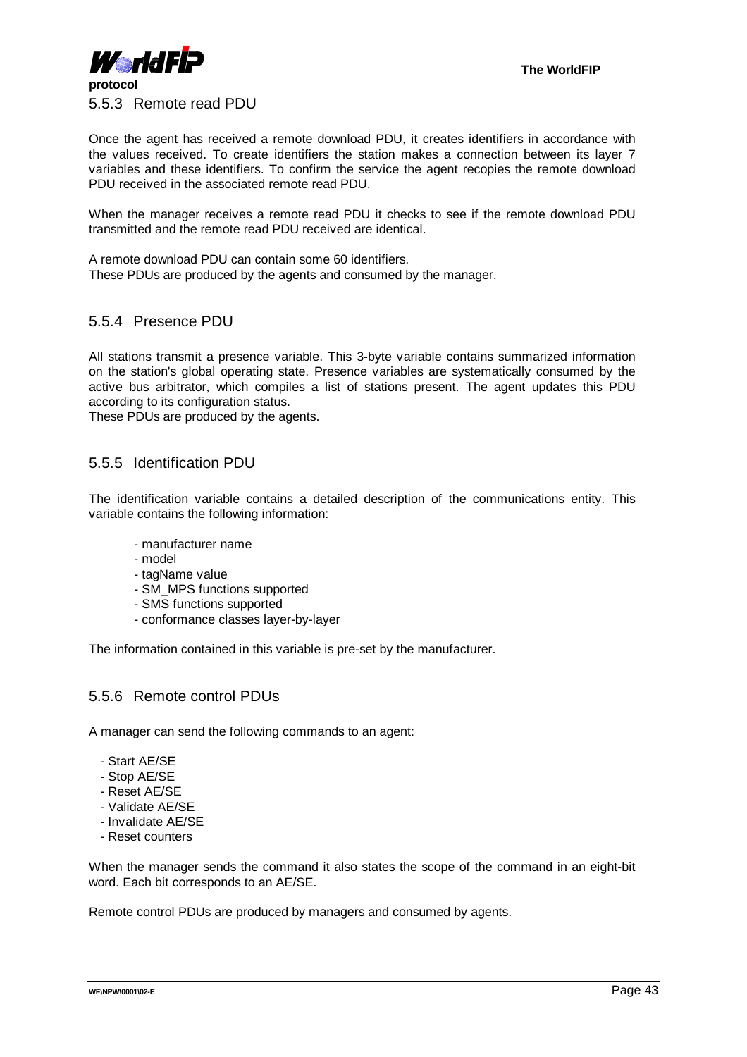### 5.5.3 Remote read PDU

Once the agent has received a remote download PDU, it creates identifiers in accordance with the values received. To create identifiers the station makes a connection between its layer 7 variables and these identifiers. To confirm the service the agent recopies the remote download PDU received in the associated remote read PDU.

When the manager receives a remote read PDU it checks to see if the remote download PDU transmitted and the remote read PDU received are identical.

A remote download PDU can contain some 60 identifiers.
These PDUs are produced by the agents and consumed by the manager.

### 5.5.4 Presence PDU

All stations transmit a presence variable. This 3-byte variable contains summarized information on the station's global operating state. Presence variables are systematically consumed by the active bus arbitrator, which compiles a list of stations present. The agent updates this PDU according to its configuration status.
These PDUs are produced by the agents.

### 5.5.5 Identification PDU

The identification variable contains a detailed description of the communications entity. This variable contains the following information:

- manufacturer name
- model
- tagName value
- SM_MPS functions supported
- SMS functions supported
- conformance classes layer-by-layer

The information contained in this variable is pre-set by the manufacturer.

### 5.5.6 Remote control PDUs

A manager can send the following commands to an agent:

- Start AE/SE
- Stop AE/SE
- Reset AE/SE
- Validate AE/SE
- Invalidate AE/SE
- Reset counters

When the manager sends the command it also states the scope of the command in an eight-bit word. Each bit corresponds to an AE/SE.

Remote control PDUs are produced by managers and consumed by agents.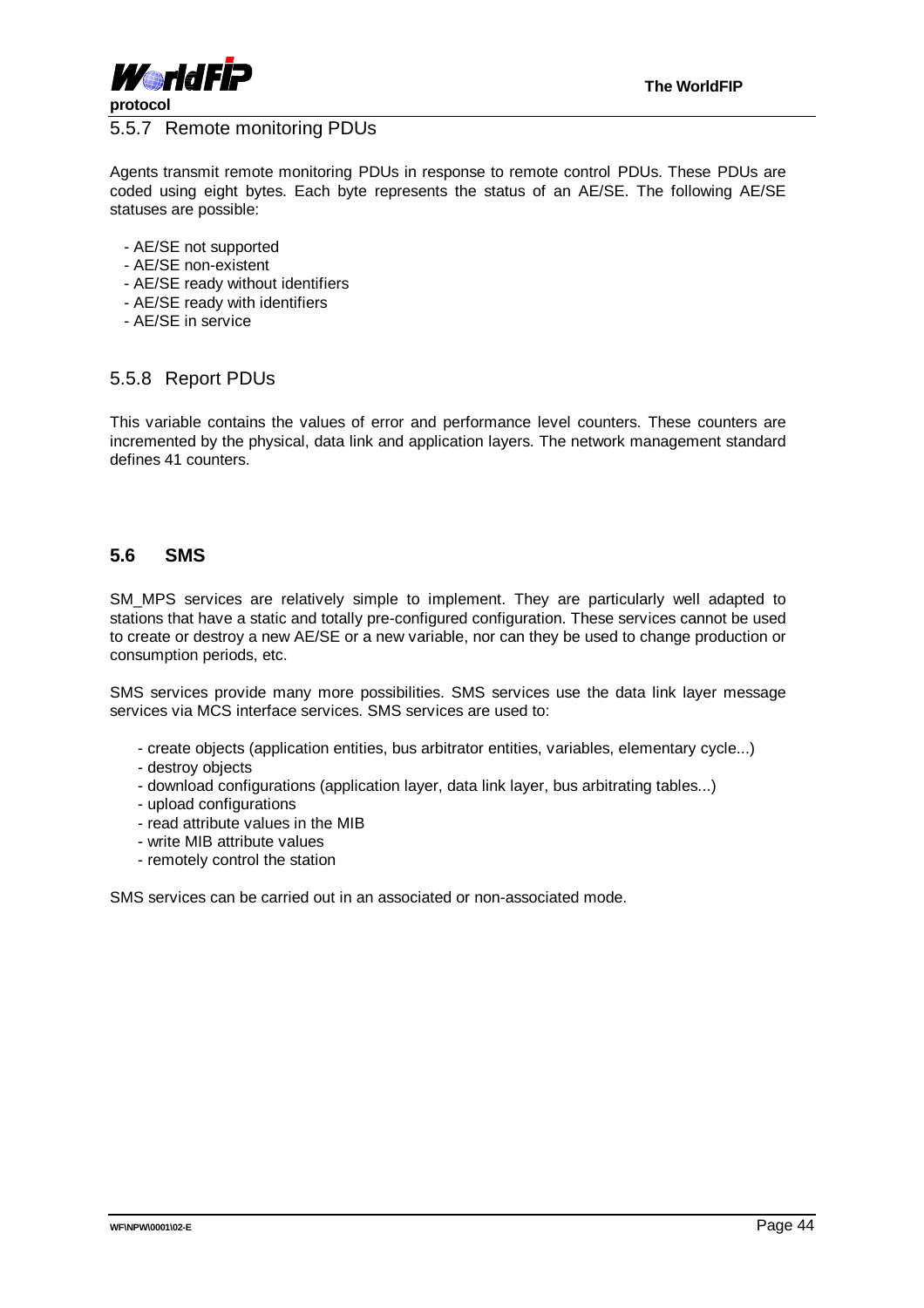### 5.5.7 Remote monitoring PDUs

Agents transmit remote monitoring PDUs in response to remote control PDUs. These PDUs are coded using eight bytes. Each byte represents the status of an AE/SE. The following AE/SE statuses are possible:

- AE/SE not supported
- AE/SE non-existent
- AE/SE ready without identifiers
- AE/SE ready with identifiers
- AE/SE in service

### 5.5.8 Report PDUs

This variable contains the values of error and performance level counters. These counters are incremented by the physical, data link and application layers. The network management standard defines 41 counters.

## 5.6 SMS

SM_MPS services are relatively simple to implement. They are particularly well adapted to stations that have a static and totally pre-configured configuration. These services cannot be used to create or destroy a new AE/SE or a new variable, nor can they be used to change production or consumption periods, etc.

SMS services provide many more possibilities. SMS services use the data link layer message services via MCS interface services. SMS services are used to:

- create objects (application entities, bus arbitrator entities, variables, elementary cycle...)
- destroy objects
- download configurations (application layer, data link layer, bus arbitrating tables...)
- upload configurations
- read attribute values in the MIB
- write MIB attribute values
- remotely control the station

SMS services can be carried out in an associated or non-associated mode.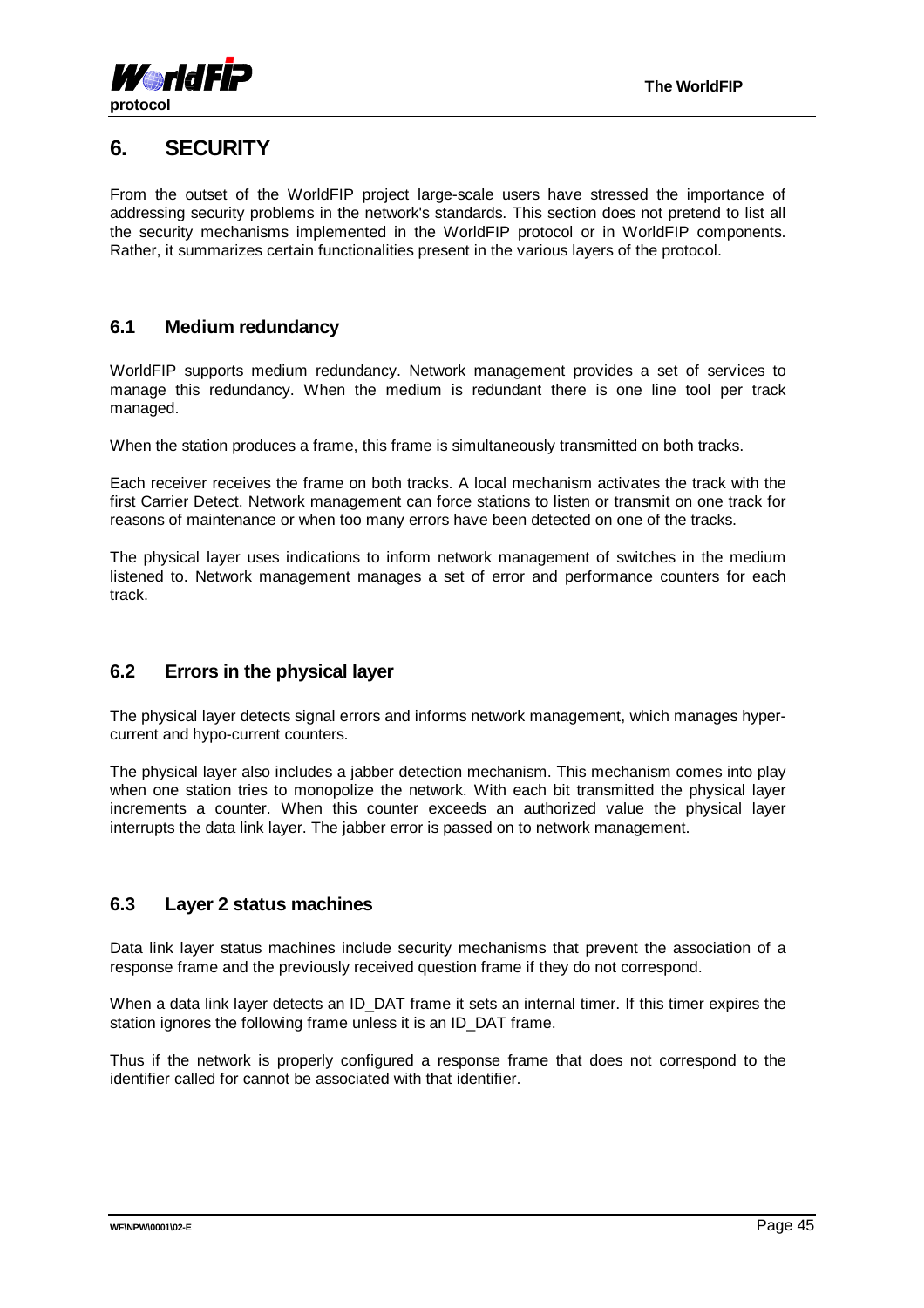# 6. SECURITY

From the outset of the WorldFIP project large-scale users have stressed the importance of addressing security problems in the network's standards. This section does not pretend to list all the security mechanisms implemented in the WorldFIP protocol or in WorldFIP components. Rather, it summarizes certain functionalities present in the various layers of the protocol.

## 6.1 Medium redundancy

WorldFIP supports medium redundancy. Network management provides a set of services to manage this redundancy. When the medium is redundant there is one line tool per track managed.

When the station produces a frame, this frame is simultaneously transmitted on both tracks.

Each receiver receives the frame on both tracks. A local mechanism activates the track with the first Carrier Detect. Network management can force stations to listen or transmit on one track for reasons of maintenance or when too many errors have been detected on one of the tracks.

The physical layer uses indications to inform network management of switches in the medium listened to. Network management manages a set of error and performance counters for each track.

## 6.2 Errors in the physical layer

The physical layer detects signal errors and informs network management, which manages hyper-current and hypo-current counters.

The physical layer also includes a jabber detection mechanism. This mechanism comes into play when one station tries to monopolize the network. With each bit transmitted the physical layer increments a counter. When this counter exceeds an authorized value the physical layer interrupts the data link layer. The jabber error is passed on to network management.

## 6.3 Layer 2 status machines

Data link layer status machines include security mechanisms that prevent the association of a response frame and the previously received question frame if they do not correspond.

When a data link layer detects an ID_DAT frame it sets an internal timer. If this timer expires the station ignores the following frame unless it is an ID_DAT frame.

Thus if the network is properly configured a response frame that does not correspond to the identifier called for cannot be associated with that identifier.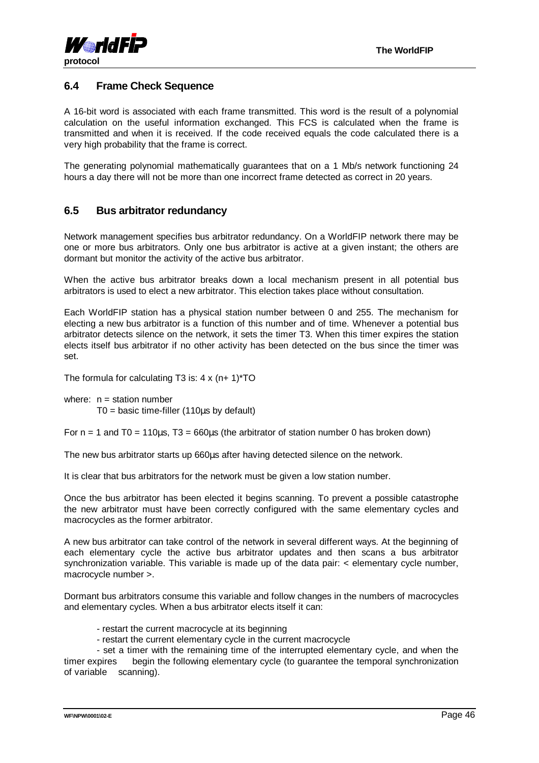## 6.4 Frame Check Sequence

A 16-bit word is associated with each frame transmitted. This word is the result of a polynomial calculation on the useful information exchanged. This FCS is calculated when the frame is transmitted and when it is received. If the code received equals the code calculated there is a very high probability that the frame is correct.

The generating polynomial mathematically guarantees that on a 1 Mb/s network functioning 24 hours a day there will not be more than one incorrect frame detected as correct in 20 years.

## 6.5 Bus arbitrator redundancy

Network management specifies bus arbitrator redundancy. On a WorldFIP network there may be one or more bus arbitrators. Only one bus arbitrator is active at a given instant; the others are dormant but monitor the activity of the active bus arbitrator.

When the active bus arbitrator breaks down a local mechanism present in all potential bus arbitrators is used to elect a new arbitrator. This election takes place without consultation.

Each WorldFIP station has a physical station number between 0 and 255. The mechanism for electing a new bus arbitrator is a function of this number and of time. Whenever a potential bus arbitrator detects silence on the network, it sets the timer T3. When this timer expires the station elects itself bus arbitrator if no other activity has been detected on the bus since the timer was set.

The formula for calculating T3 is: $4 \times (n+1)*TO$

where: n = station number
T0 = basic time-filler (110µs by default)

For n = 1 and T0 = 110µs, T3 = 660µs (the arbitrator of station number 0 has broken down)

The new bus arbitrator starts up 660µs after having detected silence on the network.

It is clear that bus arbitrators for the network must be given a low station number.

Once the bus arbitrator has been elected it begins scanning. To prevent a possible catastrophe the new arbitrator must have been correctly configured with the same elementary cycles and macrocycles as the former arbitrator.

A new bus arbitrator can take control of the network in several different ways. At the beginning of each elementary cycle the active bus arbitrator updates and then scans a bus arbitrator synchronization variable. This variable is made up of the data pair: < elementary cycle number, macrocycle number >.

Dormant bus arbitrators consume this variable and follow changes in the numbers of macrocycles and elementary cycles. When a bus arbitrator elects itself it can:

- restart the current macrocycle at its beginning
- restart the current elementary cycle in the current macrocycle
- set a timer with the remaining time of the interrupted elementary cycle, and when the timer expires begin the following elementary cycle (to guarantee the temporal synchronization of variable scanning).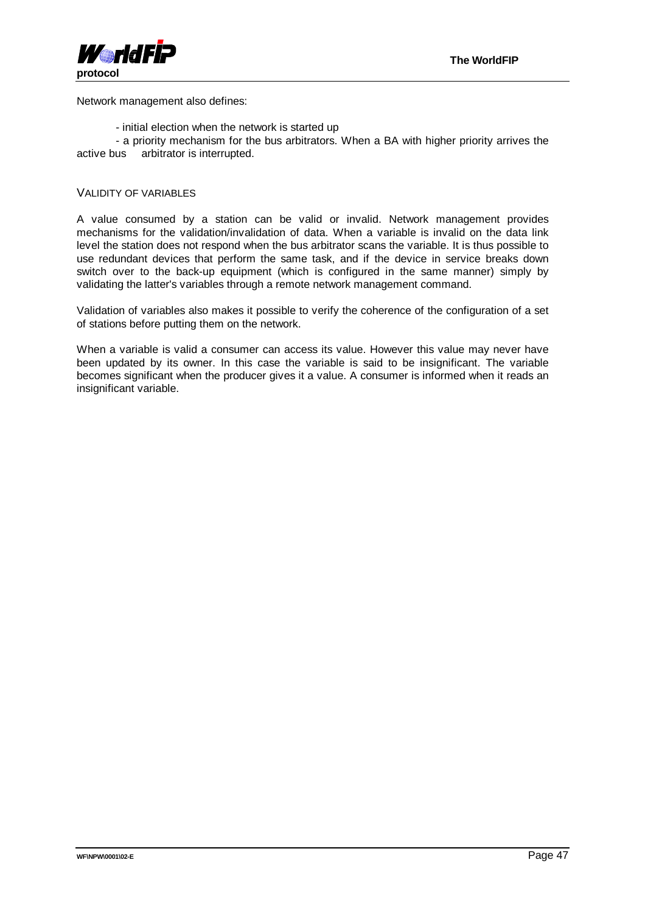Network management also defines:

- initial election when the network is started up
- a priority mechanism for the bus arbitrators. When a BA with higher priority arrives the active bus arbitrator is interrupted.

### VALIDITY OF VARIABLES

A value consumed by a station can be valid or invalid. Network management provides mechanisms for the validation/invalidation of data. When a variable is invalid on the data link level the station does not respond when the bus arbitrator scans the variable. It is thus possible to use redundant devices that perform the same task, and if the device in service breaks down switch over to the back-up equipment (which is configured in the same manner) simply by validating the latter's variables through a remote network management command.

Validation of variables also makes it possible to verify the coherence of the configuration of a set of stations before putting them on the network.

When a variable is valid a consumer can access its value. However this value may never have been updated by its owner. In this case the variable is said to be insignificant. The variable becomes significant when the producer gives it a value. A consumer is informed when it reads an insignificant variable.